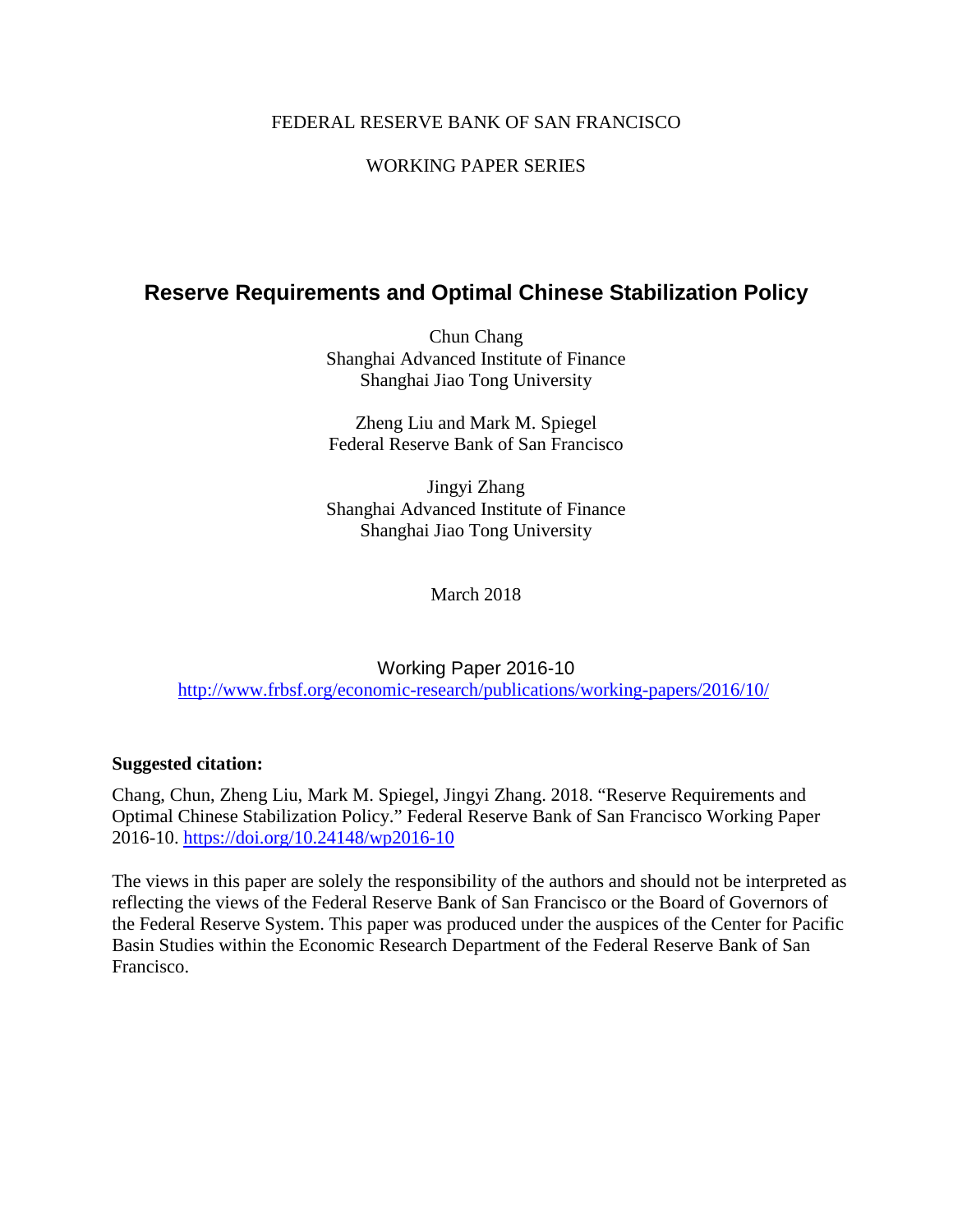FEDERAL RESERVE BANK OF SAN FRANCISCO

WORKING PAPER SERIES

# Reserve Requirements and Optimal Chinese Stabilization Policy

Chun Chang
Shanghai Advanced Institute of Finance
Shanghai Jiao Tong University

Zheng Liu and Mark M. Spiegel
Federal Reserve Bank of San Francisco

Jingyi Zhang
Shanghai Advanced Institute of Finance
Shanghai Jiao Tong University

March 2018

Working Paper 2016-10
http://www.frbsf.org/economic-research/publications/working-papers/2016/10/

**Suggested citation:**

Chang, Chun, Zheng Liu, Mark M. Spiegel, Jingyi Zhang. 2018. "Reserve Requirements and Optimal Chinese Stabilization Policy." Federal Reserve Bank of San Francisco Working Paper 2016-10. https://doi.org/10.24148/wp2016-10

The views in this paper are solely the responsibility of the authors and should not be interpreted as reflecting the views of the Federal Reserve Bank of San Francisco or the Board of Governors of the Federal Reserve System. This paper was produced under the auspices of the Center for Pacific Basin Studies within the Economic Research Department of the Federal Reserve Bank of San Francisco.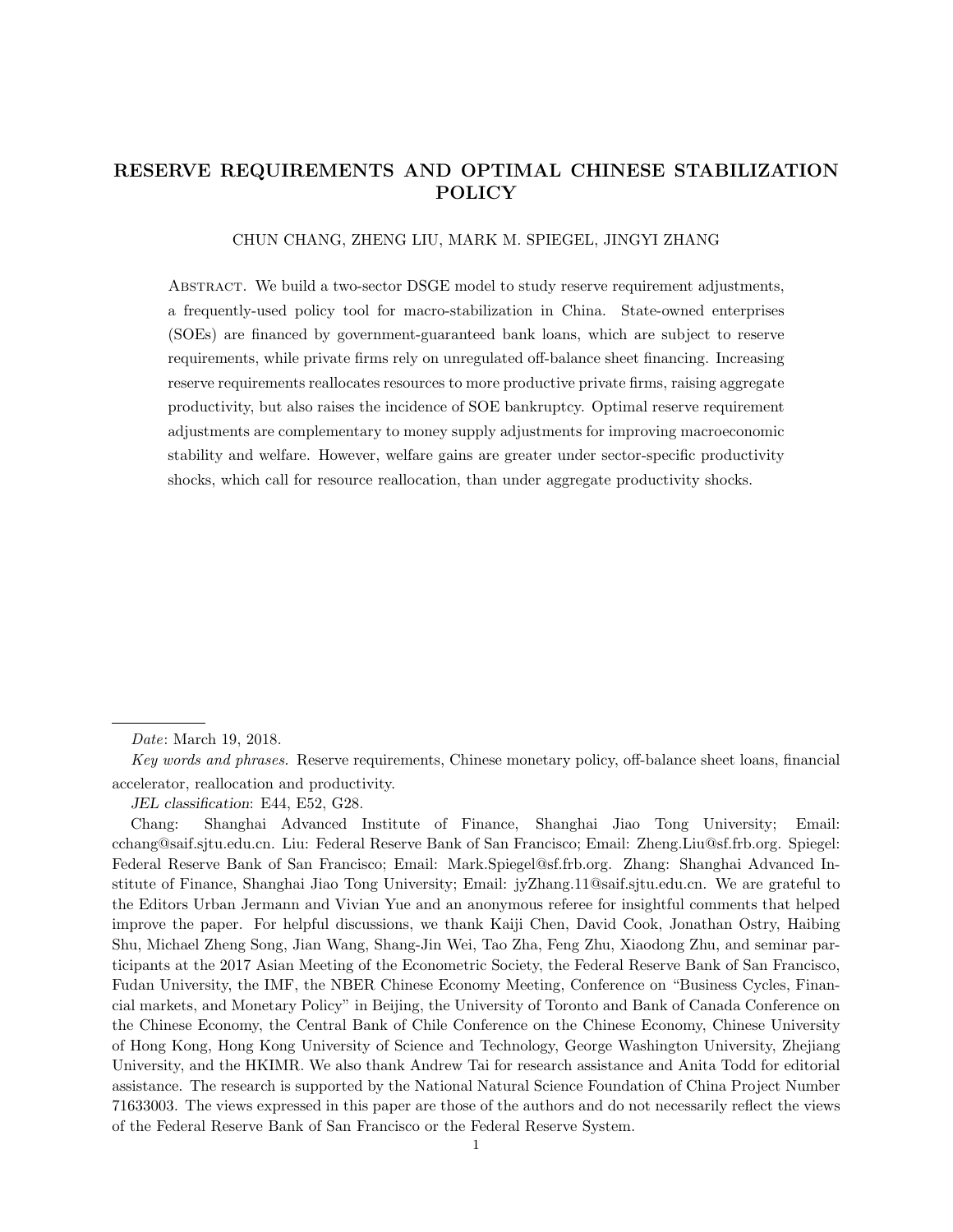# RESERVE REQUIREMENTS AND OPTIMAL CHINESE STABILIZATION POLICY

CHUN CHANG, ZHENG LIU, MARK M. SPIEGEL, JINGYI ZHANG

Abstract. We build a two-sector DSGE model to study reserve requirement adjustments, a frequently-used policy tool for macro-stabilization in China. State-owned enterprises (SOEs) are financed by government-guaranteed bank loans, which are subject to reserve requirements, while private firms rely on unregulated off-balance sheet financing. Increasing reserve requirements reallocates resources to more productive private firms, raising aggregate productivity, but also raises the incidence of SOE bankruptcy. Optimal reserve requirement adjustments are complementary to money supply adjustments for improving macroeconomic stability and welfare. However, welfare gains are greater under sector-specific productivity shocks, which call for resource reallocation, than under aggregate productivity shocks.

---

*Date*: March 19, 2018.

*Key words and phrases.* Reserve requirements, Chinese monetary policy, off-balance sheet loans, financial accelerator, reallocation and productivity.

*JEL classification*: E44, E52, G28.

Chang: Shanghai Advanced Institute of Finance, Shanghai Jiao Tong University; Email: cchang@saif.sjtu.edu.cn. Liu: Federal Reserve Bank of San Francisco; Email: Zheng.Liu@sf.frb.org. Spiegel: Federal Reserve Bank of San Francisco; Email: Mark.Spiegel@sf.frb.org. Zhang: Shanghai Advanced Institute of Finance, Shanghai Jiao Tong University; Email: jyZhang.11@saif.sjtu.edu.cn. We are grateful to the Editors Urban Jermann and Vivian Yue and an anonymous referee for insightful comments that helped improve the paper. For helpful discussions, we thank Kaiji Chen, David Cook, Jonathan Ostry, Haibing Shu, Michael Zheng Song, Jian Wang, Shang-Jin Wei, Tao Zha, Feng Zhu, Xiaodong Zhu, and seminar participants at the 2017 Asian Meeting of the Econometric Society, the Federal Reserve Bank of San Francisco, Fudan University, the IMF, the NBER Chinese Economy Meeting, Conference on "Business Cycles, Financial markets, and Monetary Policy" in Beijing, the University of Toronto and Bank of Canada Conference on the Chinese Economy, the Central Bank of Chile Conference on the Chinese Economy, Chinese University of Hong Kong, Hong Kong University of Science and Technology, George Washington University, Zhejiang University, and the HKIMR. We also thank Andrew Tai for research assistance and Anita Todd for editorial assistance. The research is supported by the National Natural Science Foundation of China Project Number 71633003. The views expressed in this paper are those of the authors and do not necessarily reflect the views of the Federal Reserve Bank of San Francisco or the Federal Reserve System.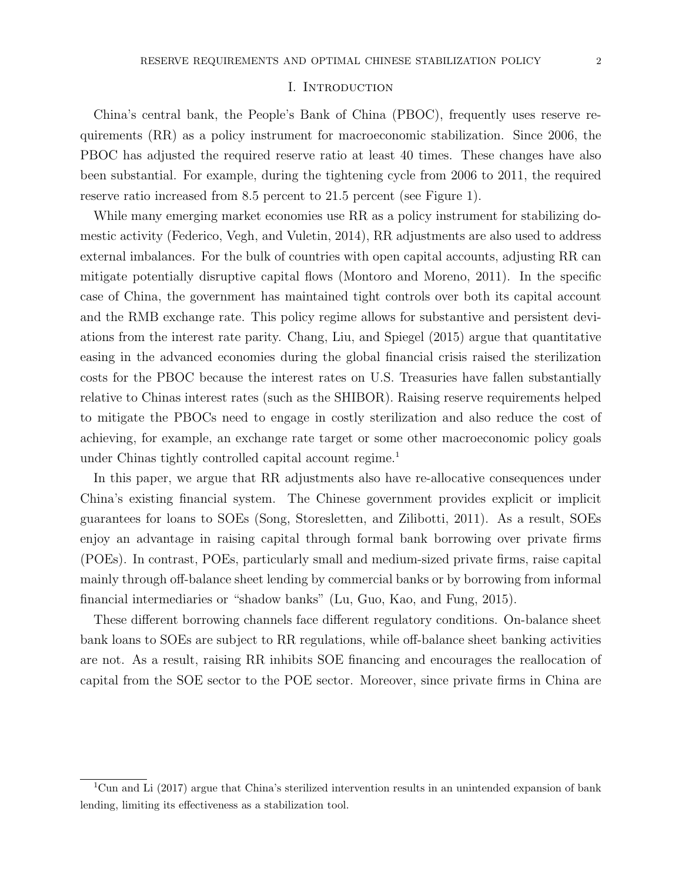# I. Introduction

China's central bank, the People's Bank of China (PBOC), frequently uses reserve requirements (RR) as a policy instrument for macroeconomic stabilization. Since 2006, the PBOC has adjusted the required reserve ratio at least 40 times. These changes have also been substantial. For example, during the tightening cycle from 2006 to 2011, the required reserve ratio increased from 8.5 percent to 21.5 percent (see Figure 1).

While many emerging market economies use RR as a policy instrument for stabilizing domestic activity (Federico, Vegh, and Vuletin, 2014), RR adjustments are also used to address external imbalances. For the bulk of countries with open capital accounts, adjusting RR can mitigate potentially disruptive capital flows (Montoro and Moreno, 2011). In the specific case of China, the government has maintained tight controls over both its capital account and the RMB exchange rate. This policy regime allows for substantive and persistent deviations from the interest rate parity. Chang, Liu, and Spiegel (2015) argue that quantitative easing in the advanced economies during the global financial crisis raised the sterilization costs for the PBOC because the interest rates on U.S. Treasuries have fallen substantially relative to Chinas interest rates (such as the SHIBOR). Raising reserve requirements helped to mitigate the PBOCs need to engage in costly sterilization and also reduce the cost of achieving, for example, an exchange rate target or some other macroeconomic policy goals under Chinas tightly controlled capital account regime.[1]

In this paper, we argue that RR adjustments also have re-allocative consequences under China's existing financial system. The Chinese government provides explicit or implicit guarantees for loans to SOEs (Song, Storesletten, and Zilibotti, 2011). As a result, SOEs enjoy an advantage in raising capital through formal bank borrowing over private firms (POEs). In contrast, POEs, particularly small and medium-sized private firms, raise capital mainly through off-balance sheet lending by commercial banks or by borrowing from informal financial intermediaries or "shadow banks" (Lu, Guo, Kao, and Fung, 2015).

These different borrowing channels face different regulatory conditions. On-balance sheet bank loans to SOEs are subject to RR regulations, while off-balance sheet banking activities are not. As a result, raising RR inhibits SOE financing and encourages the reallocation of capital from the SOE sector to the POE sector. Moreover, since private firms in China are

[1] Cun and Li (2017) argue that China's sterilized intervention results in an unintended expansion of bank lending, limiting its effectiveness as a stabilization tool.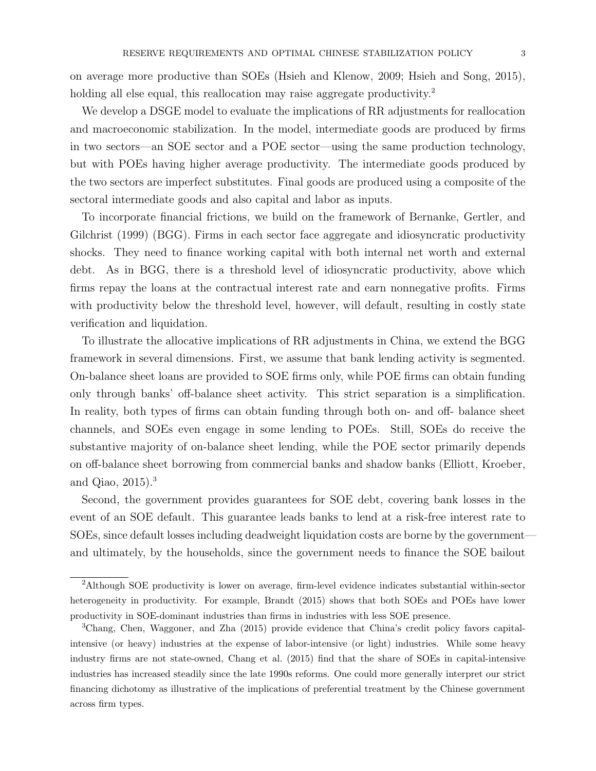on average more productive than SOEs (Hsieh and Klenow, 2009; Hsieh and Song, 2015), holding all else equal, this reallocation may raise aggregate productivity.[2]

We develop a DSGE model to evaluate the implications of RR adjustments for reallocation and macroeconomic stabilization. In the model, intermediate goods are produced by firms in two sectors—an SOE sector and a POE sector—using the same production technology, but with POEs having higher average productivity. The intermediate goods produced by the two sectors are imperfect substitutes. Final goods are produced using a composite of the sectoral intermediate goods and also capital and labor as inputs.

To incorporate financial frictions, we build on the framework of Bernanke, Gertler, and Gilchrist (1999) (BGG). Firms in each sector face aggregate and idiosyncratic productivity shocks. They need to finance working capital with both internal net worth and external debt. As in BGG, there is a threshold level of idiosyncratic productivity, above which firms repay the loans at the contractual interest rate and earn nonnegative profits. Firms with productivity below the threshold level, however, will default, resulting in costly state verification and liquidation.

To illustrate the allocative implications of RR adjustments in China, we extend the BGG framework in several dimensions. First, we assume that bank lending activity is segmented. On-balance sheet loans are provided to SOE firms only, while POE firms can obtain funding only through banks' off-balance sheet activity. This strict separation is a simplification. In reality, both types of firms can obtain funding through both on- and off- balance sheet channels, and SOEs even engage in some lending to POEs. Still, SOEs do receive the substantive majority of on-balance sheet lending, while the POE sector primarily depends on off-balance sheet borrowing from commercial banks and shadow banks (Elliott, Kroeber, and Qiao, 2015).[3]

Second, the government provides guarantees for SOE debt, covering bank losses in the event of an SOE default. This guarantee leads banks to lend at a risk-free interest rate to SOEs, since default losses including deadweight liquidation costs are borne by the government—and ultimately, by the households, since the government needs to finance the SOE bailout

[2]Although SOE productivity is lower on average, firm-level evidence indicates substantial within-sector heterogeneity in productivity. For example, Brandt (2015) shows that both SOEs and POEs have lower productivity in SOE-dominant industries than firms in industries with less SOE presence.

[3]Chang, Chen, Waggoner, and Zha (2015) provide evidence that China's credit policy favors capital-intensive (or heavy) industries at the expense of labor-intensive (or light) industries. While some heavy industry firms are not state-owned, Chang et al. (2015) find that the share of SOEs in capital-intensive industries has increased steadily since the late 1990s reforms. One could more generally interpret our strict financing dichotomy as illustrative of the implications of preferential treatment by the Chinese government across firm types.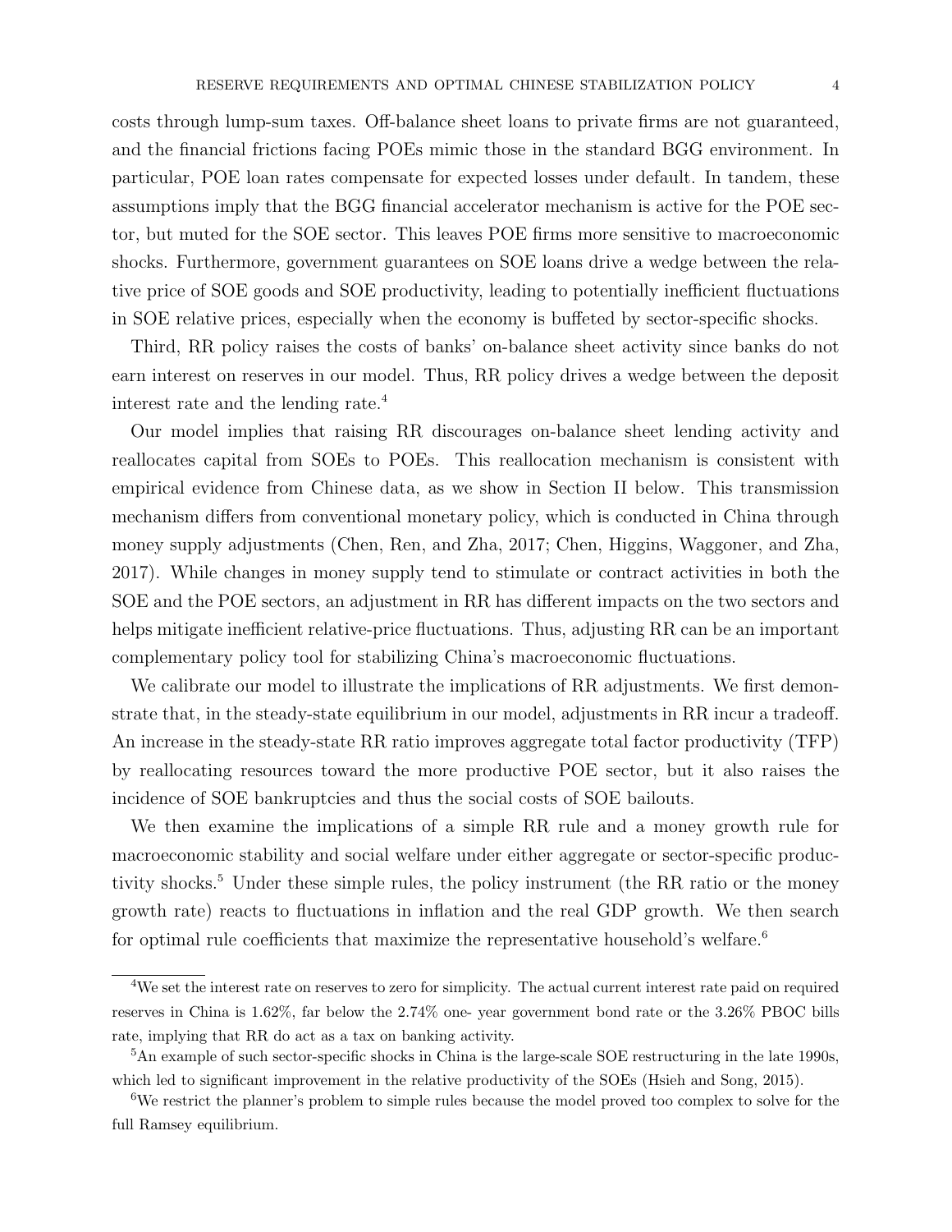costs through lump-sum taxes. Off-balance sheet loans to private firms are not guaranteed, and the financial frictions facing POEs mimic those in the standard BGG environment. In particular, POE loan rates compensate for expected losses under default. In tandem, these assumptions imply that the BGG financial accelerator mechanism is active for the POE sector, but muted for the SOE sector. This leaves POE firms more sensitive to macroeconomic shocks. Furthermore, government guarantees on SOE loans drive a wedge between the relative price of SOE goods and SOE productivity, leading to potentially inefficient fluctuations in SOE relative prices, especially when the economy is buffeted by sector-specific shocks.

Third, RR policy raises the costs of banks' on-balance sheet activity since banks do not earn interest on reserves in our model. Thus, RR policy drives a wedge between the deposit interest rate and the lending rate.[4]

Our model implies that raising RR discourages on-balance sheet lending activity and reallocates capital from SOEs to POEs. This reallocation mechanism is consistent with empirical evidence from Chinese data, as we show in Section II below. This transmission mechanism differs from conventional monetary policy, which is conducted in China through money supply adjustments (Chen, Ren, and Zha, 2017; Chen, Higgins, Waggoner, and Zha, 2017). While changes in money supply tend to stimulate or contract activities in both the SOE and the POE sectors, an adjustment in RR has different impacts on the two sectors and helps mitigate inefficient relative-price fluctuations. Thus, adjusting RR can be an important complementary policy tool for stabilizing China's macroeconomic fluctuations.

We calibrate our model to illustrate the implications of RR adjustments. We first demonstrate that, in the steady-state equilibrium in our model, adjustments in RR incur a tradeoff. An increase in the steady-state RR ratio improves aggregate total factor productivity (TFP) by reallocating resources toward the more productive POE sector, but it also raises the incidence of SOE bankruptcies and thus the social costs of SOE bailouts.

We then examine the implications of a simple RR rule and a money growth rule for macroeconomic stability and social welfare under either aggregate or sector-specific productivity shocks.[5] Under these simple rules, the policy instrument (the RR ratio or the money growth rate) reacts to fluctuations in inflation and the real GDP growth. We then search for optimal rule coefficients that maximize the representative household's welfare.[6]

---

[4] We set the interest rate on reserves to zero for simplicity. The actual current interest rate paid on required reserves in China is 1.62%, far below the 2.74% one- year government bond rate or the 3.26% PBOC bills rate, implying that RR do act as a tax on banking activity.

[5] An example of such sector-specific shocks in China is the large-scale SOE restructuring in the late 1990s, which led to significant improvement in the relative productivity of the SOEs (Hsieh and Song, 2015).

[6] We restrict the planner's problem to simple rules because the model proved too complex to solve for the full Ramsey equilibrium.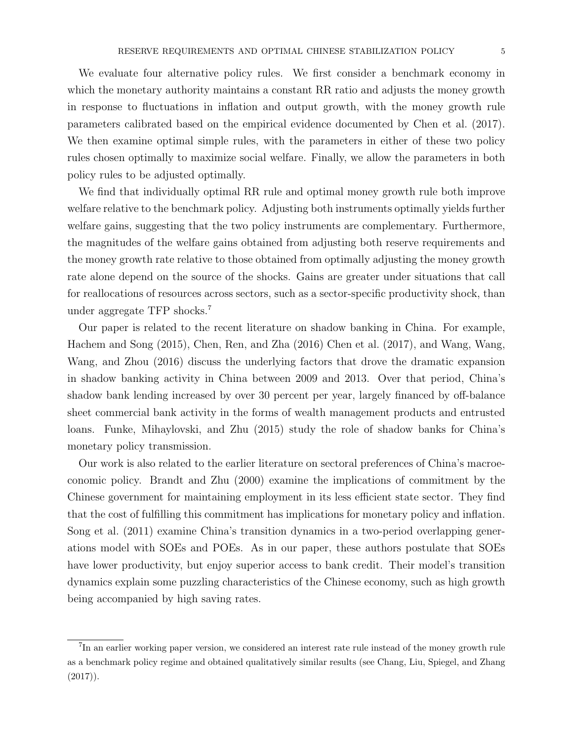We evaluate four alternative policy rules. We first consider a benchmark economy in which the monetary authority maintains a constant RR ratio and adjusts the money growth in response to fluctuations in inflation and output growth, with the money growth rule parameters calibrated based on the empirical evidence documented by Chen et al. (2017). We then examine optimal simple rules, with the parameters in either of these two policy rules chosen optimally to maximize social welfare. Finally, we allow the parameters in both policy rules to be adjusted optimally.

We find that individually optimal RR rule and optimal money growth rule both improve welfare relative to the benchmark policy. Adjusting both instruments optimally yields further welfare gains, suggesting that the two policy instruments are complementary. Furthermore, the magnitudes of the welfare gains obtained from adjusting both reserve requirements and the money growth rate relative to those obtained from optimally adjusting the money growth rate alone depend on the source of the shocks. Gains are greater under situations that call for reallocations of resources across sectors, such as a sector-specific productivity shock, than under aggregate TFP shocks.[7]

Our paper is related to the recent literature on shadow banking in China. For example, Hachem and Song (2015), Chen, Ren, and Zha (2016) Chen et al. (2017), and Wang, Wang, Wang, and Zhou (2016) discuss the underlying factors that drove the dramatic expansion in shadow banking activity in China between 2009 and 2013. Over that period, China's shadow bank lending increased by over 30 percent per year, largely financed by off-balance sheet commercial bank activity in the forms of wealth management products and entrusted loans. Funke, Mihaylovski, and Zhu (2015) study the role of shadow banks for China's monetary policy transmission.

Our work is also related to the earlier literature on sectoral preferences of China's macroeconomic policy. Brandt and Zhu (2000) examine the implications of commitment by the Chinese government for maintaining employment in its less efficient state sector. They find that the cost of fulfilling this commitment has implications for monetary policy and inflation. Song et al. (2011) examine China's transition dynamics in a two-period overlapping generations model with SOEs and POEs. As in our paper, these authors postulate that SOEs have lower productivity, but enjoy superior access to bank credit. Their model's transition dynamics explain some puzzling characteristics of the Chinese economy, such as high growth being accompanied by high saving rates.

[7]In an earlier working paper version, we considered an interest rate rule instead of the money growth rule as a benchmark policy regime and obtained qualitatively similar results (see Chang, Liu, Spiegel, and Zhang (2017)).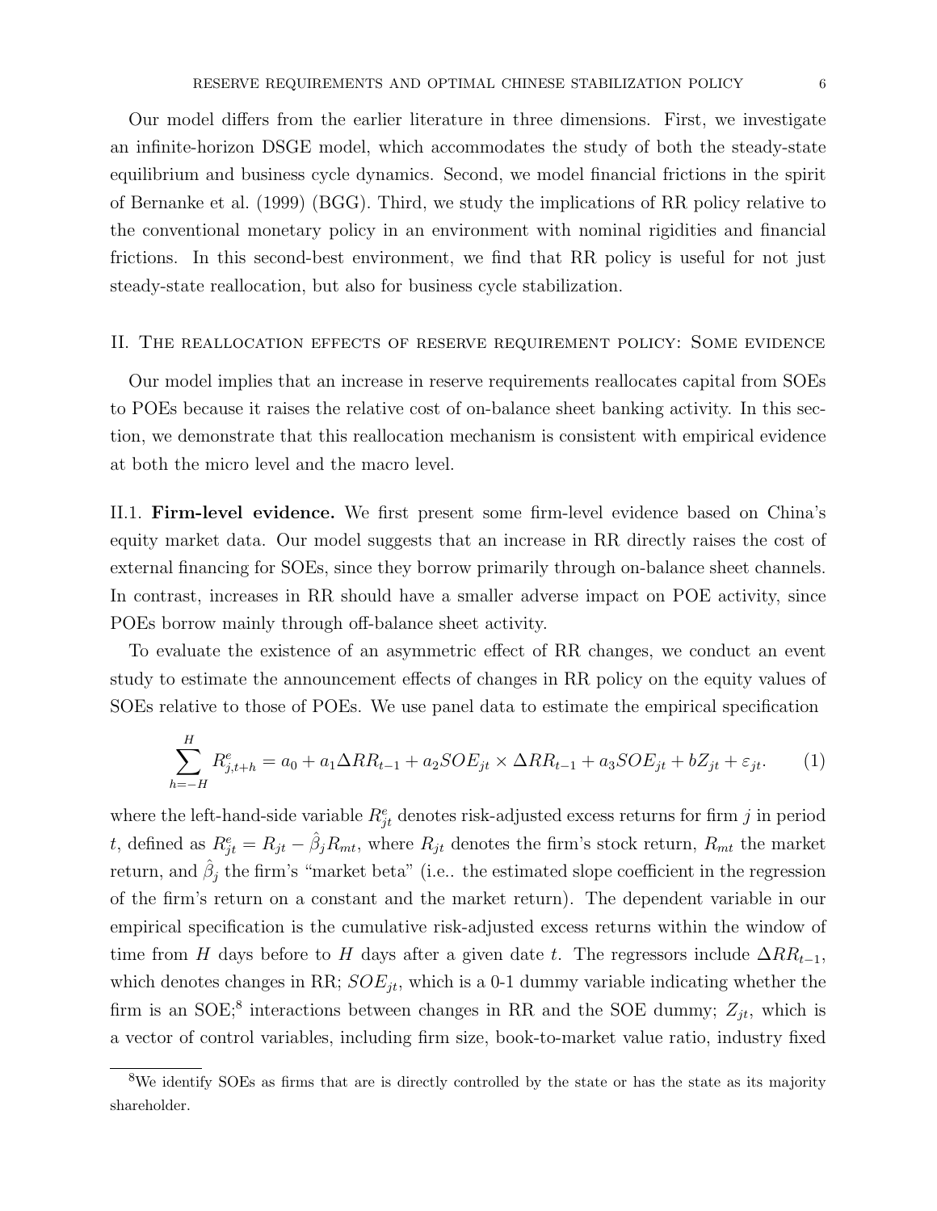Our model differs from the earlier literature in three dimensions. First, we investigate an infinite-horizon DSGE model, which accommodates the study of both the steady-state equilibrium and business cycle dynamics. Second, we model financial frictions in the spirit of Bernanke et al. (1999) (BGG). Third, we study the implications of RR policy relative to the conventional monetary policy in an environment with nominal rigidities and financial frictions. In this second-best environment, we find that RR policy is useful for not just steady-state reallocation, but also for business cycle stabilization.

## II. The reallocation effects of reserve requirement policy: Some evidence

Our model implies that an increase in reserve requirements reallocates capital from SOEs to POEs because it raises the relative cost of on-balance sheet banking activity. In this section, we demonstrate that this reallocation mechanism is consistent with empirical evidence at both the micro level and the macro level.

### II.1. **Firm-level evidence.**

We first present some firm-level evidence based on China's equity market data. Our model suggests that an increase in RR directly raises the cost of external financing for SOEs, since they borrow primarily through on-balance sheet channels. In contrast, increases in RR should have a smaller adverse impact on POE activity, since POEs borrow mainly through off-balance sheet activity.

To evaluate the existence of an asymmetric effect of RR changes, we conduct an event study to estimate the announcement effects of changes in RR policy on the equity values of SOEs relative to those of POEs. We use panel data to estimate the empirical specification

$$\sum_{h=-H}^{H} R^e_{j,t+h} = a_0 + a_1 \Delta RR_{t-1} + a_2 SOE_{jt} \times \Delta RR_{t-1} + a_3 SOE_{jt} + bZ_{jt} + \varepsilon_{jt}. \tag{1}$$

where the left-hand-side variable $R^e_{jt}$ denotes risk-adjusted excess returns for firm $j$ in period $t$, defined as $R^e_{jt} = R_{jt} - \hat{\beta}_j R_{mt}$, where $R_{jt}$ denotes the firm's stock return, $R_{mt}$ the market return, and $\hat{\beta}_j$ the firm's "market beta" (i.e.. the estimated slope coefficient in the regression of the firm's return on a constant and the market return). The dependent variable in our empirical specification is the cumulative risk-adjusted excess returns within the window of time from $H$ days before to $H$ days after a given date $t$. The regressors include $\Delta RR_{t-1}$, which denotes changes in RR; $SOE_{jt}$, which is a 0-1 dummy variable indicating whether the firm is an SOE;[8] interactions between changes in RR and the SOE dummy; $Z_{jt}$, which is a vector of control variables, including firm size, book-to-market value ratio, industry fixed

[8]We identify SOEs as firms that are is directly controlled by the state or has the state as its majority shareholder.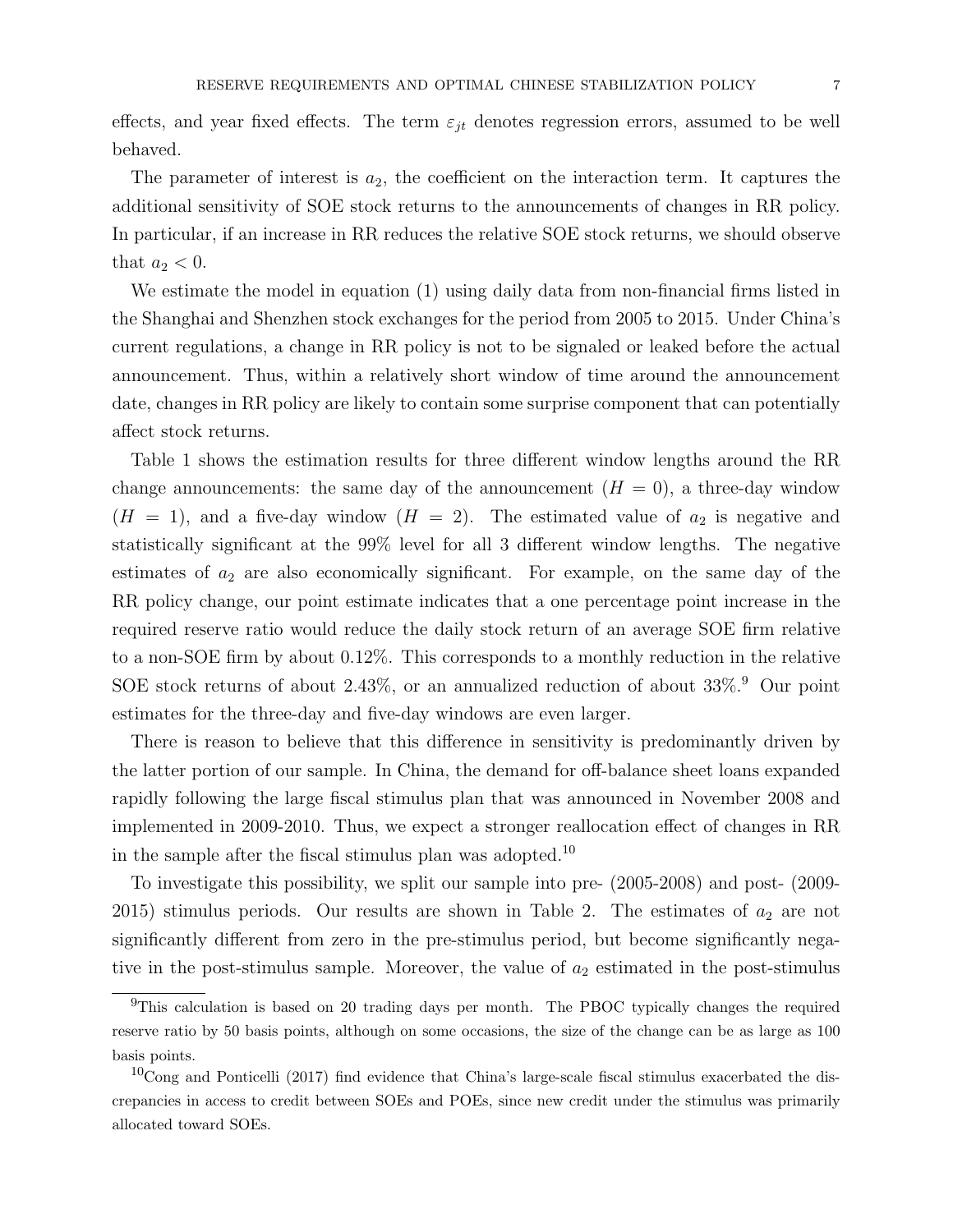effects, and year fixed effects. The term $\varepsilon_{jt}$ denotes regression errors, assumed to be well behaved.

The parameter of interest is $a_2$, the coefficient on the interaction term. It captures the additional sensitivity of SOE stock returns to the announcements of changes in RR policy. In particular, if an increase in RR reduces the relative SOE stock returns, we should observe that $a_2 < 0$.

We estimate the model in equation (1) using daily data from non-financial firms listed in the Shanghai and Shenzhen stock exchanges for the period from 2005 to 2015. Under China's current regulations, a change in RR policy is not to be signaled or leaked before the actual announcement. Thus, within a relatively short window of time around the announcement date, changes in RR policy are likely to contain some surprise component that can potentially affect stock returns.

Table 1 shows the estimation results for three different window lengths around the RR change announcements: the same day of the announcement ($H = 0$), a three-day window ($H = 1$), and a five-day window ($H = 2$). The estimated value of $a_2$ is negative and statistically significant at the 99% level for all 3 different window lengths. The negative estimates of $a_2$ are also economically significant. For example, on the same day of the RR policy change, our point estimate indicates that a one percentage point increase in the required reserve ratio would reduce the daily stock return of an average SOE firm relative to a non-SOE firm by about 0.12%. This corresponds to a monthly reduction in the relative SOE stock returns of about 2.43%, or an annualized reduction of about 33%.[9] Our point estimates for the three-day and five-day windows are even larger.

There is reason to believe that this difference in sensitivity is predominantly driven by the latter portion of our sample. In China, the demand for off-balance sheet loans expanded rapidly following the large fiscal stimulus plan that was announced in November 2008 and implemented in 2009-2010. Thus, we expect a stronger reallocation effect of changes in RR in the sample after the fiscal stimulus plan was adopted.[10]

To investigate this possibility, we split our sample into pre- (2005-2008) and post- (2009-2015) stimulus periods. Our results are shown in Table 2. The estimates of $a_2$ are not significantly different from zero in the pre-stimulus period, but become significantly negative in the post-stimulus sample. Moreover, the value of $a_2$ estimated in the post-stimulus

[9]This calculation is based on 20 trading days per month. The PBOC typically changes the required reserve ratio by 50 basis points, although on some occasions, the size of the change can be as large as 100 basis points.

[10]Cong and Ponticelli (2017) find evidence that China's large-scale fiscal stimulus exacerbated the discrepancies in access to credit between SOEs and POEs, since new credit under the stimulus was primarily allocated toward SOEs.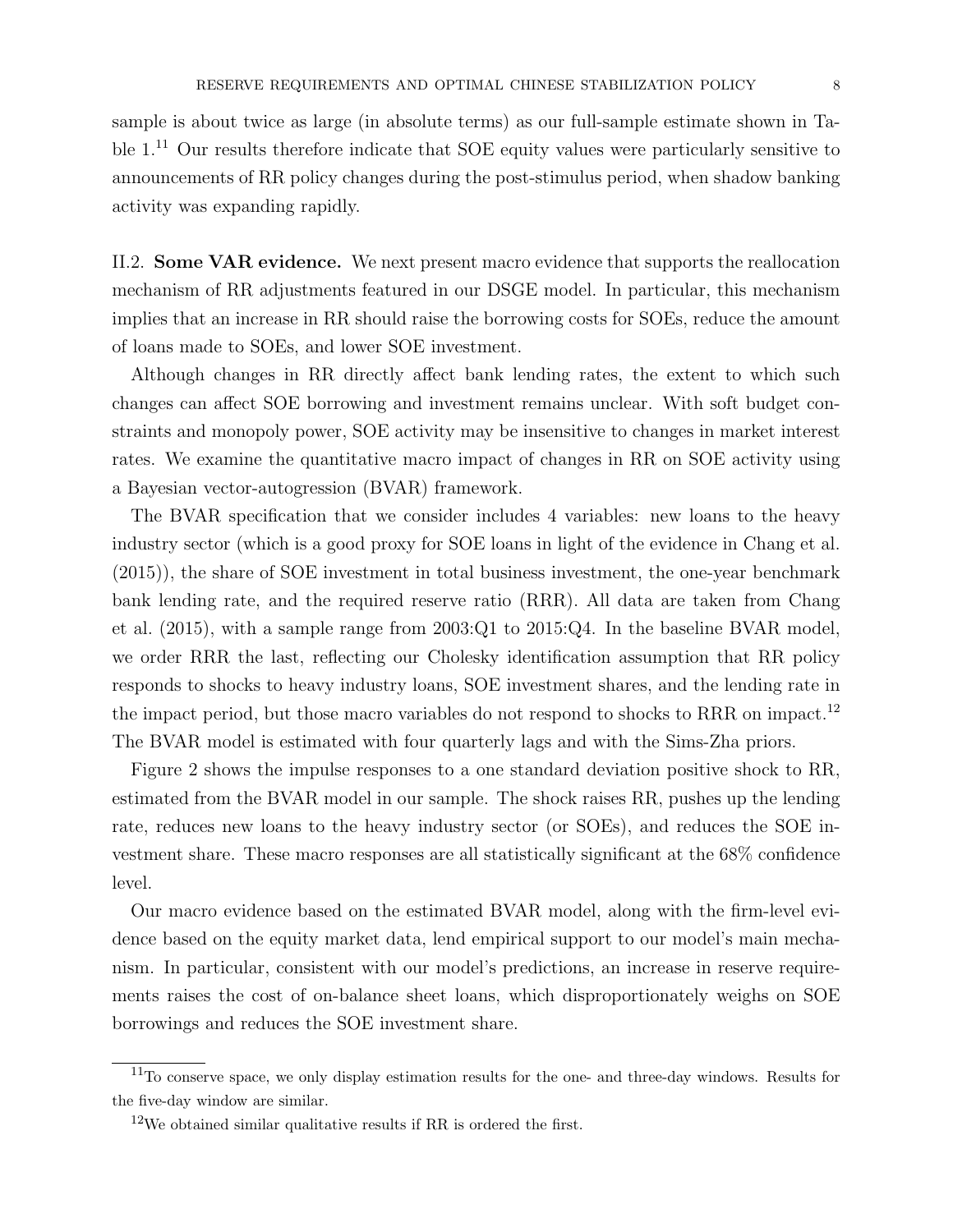sample is about twice as large (in absolute terms) as our full-sample estimate shown in Table 1.[11] Our results therefore indicate that SOE equity values were particularly sensitive to announcements of RR policy changes during the post-stimulus period, when shadow banking activity was expanding rapidly.

II.2. **Some VAR evidence.** We next present macro evidence that supports the reallocation mechanism of RR adjustments featured in our DSGE model. In particular, this mechanism implies that an increase in RR should raise the borrowing costs for SOEs, reduce the amount of loans made to SOEs, and lower SOE investment.

Although changes in RR directly affect bank lending rates, the extent to which such changes can affect SOE borrowing and investment remains unclear. With soft budget constraints and monopoly power, SOE activity may be insensitive to changes in market interest rates. We examine the quantitative macro impact of changes in RR on SOE activity using a Bayesian vector-autogression (BVAR) framework.

The BVAR specification that we consider includes 4 variables: new loans to the heavy industry sector (which is a good proxy for SOE loans in light of the evidence in Chang et al. (2015)), the share of SOE investment in total business investment, the one-year benchmark bank lending rate, and the required reserve ratio (RRR). All data are taken from Chang et al. (2015), with a sample range from 2003:Q1 to 2015:Q4. In the baseline BVAR model, we order RRR the last, reflecting our Cholesky identification assumption that RR policy responds to shocks to heavy industry loans, SOE investment shares, and the lending rate in the impact period, but those macro variables do not respond to shocks to RRR on impact.[12] The BVAR model is estimated with four quarterly lags and with the Sims-Zha priors.

Figure 2 shows the impulse responses to a one standard deviation positive shock to RR, estimated from the BVAR model in our sample. The shock raises RR, pushes up the lending rate, reduces new loans to the heavy industry sector (or SOEs), and reduces the SOE investment share. These macro responses are all statistically significant at the 68% confidence level.

Our macro evidence based on the estimated BVAR model, along with the firm-level evidence based on the equity market data, lend empirical support to our model's main mechanism. In particular, consistent with our model's predictions, an increase in reserve requirements raises the cost of on-balance sheet loans, which disproportionately weighs on SOE borrowings and reduces the SOE investment share.

---

[11] To conserve space, we only display estimation results for the one- and three-day windows. Results for the five-day window are similar.

[12] We obtained similar qualitative results if RR is ordered the first.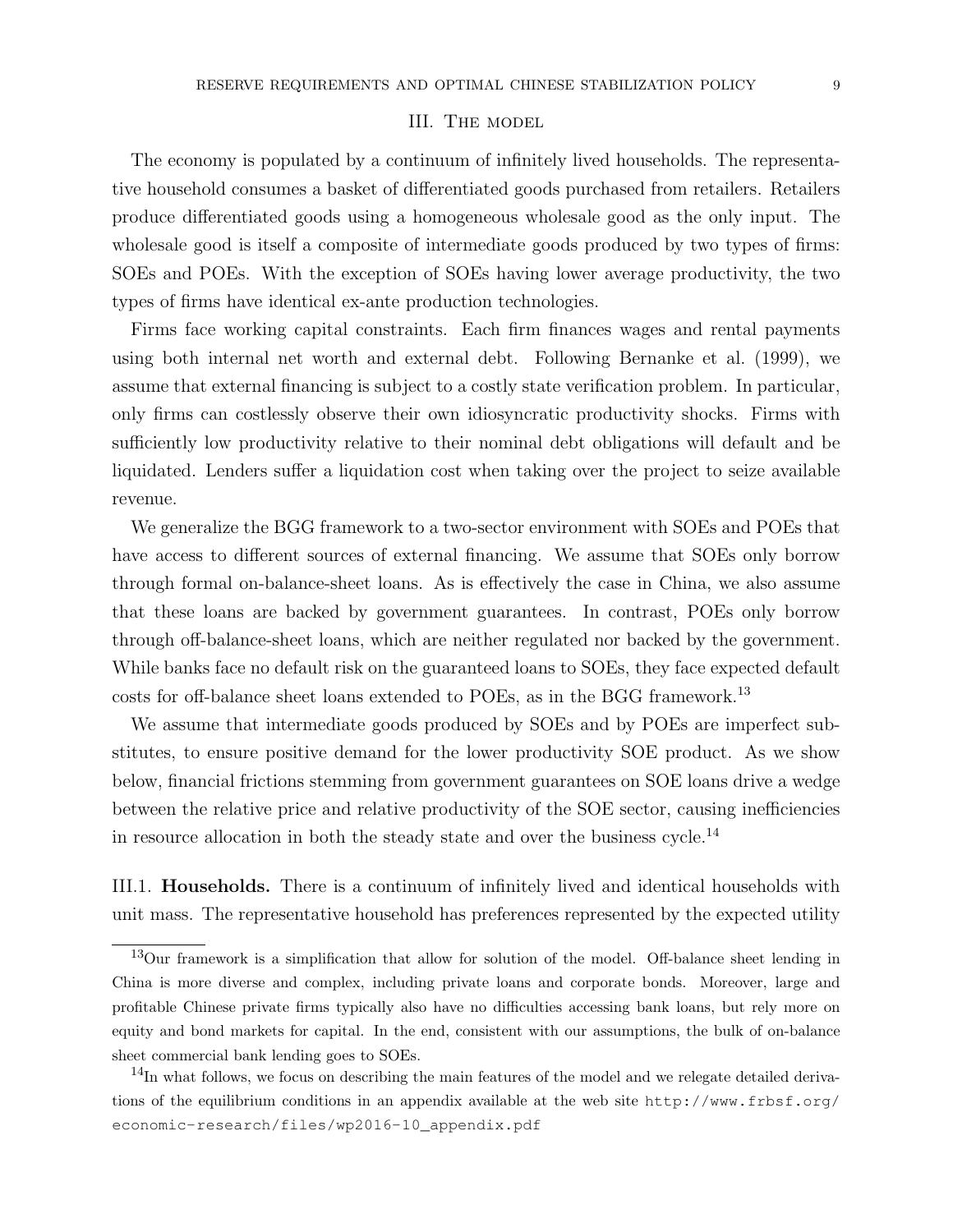## III. The model

The economy is populated by a continuum of infinitely lived households. The representative household consumes a basket of differentiated goods purchased from retailers. Retailers produce differentiated goods using a homogeneous wholesale good as the only input. The wholesale good is itself a composite of intermediate goods produced by two types of firms: SOEs and POEs. With the exception of SOEs having lower average productivity, the two types of firms have identical ex-ante production technologies.

Firms face working capital constraints. Each firm finances wages and rental payments using both internal net worth and external debt. Following Bernanke et al. (1999), we assume that external financing is subject to a costly state verification problem. In particular, only firms can costlessly observe their own idiosyncratic productivity shocks. Firms with sufficiently low productivity relative to their nominal debt obligations will default and be liquidated. Lenders suffer a liquidation cost when taking over the project to seize available revenue.

We generalize the BGG framework to a two-sector environment with SOEs and POEs that have access to different sources of external financing. We assume that SOEs only borrow through formal on-balance-sheet loans. As is effectively the case in China, we also assume that these loans are backed by government guarantees. In contrast, POEs only borrow through off-balance-sheet loans, which are neither regulated nor backed by the government. While banks face no default risk on the guaranteed loans to SOEs, they face expected default costs for off-balance sheet loans extended to POEs, as in the BGG framework.[13]

We assume that intermediate goods produced by SOEs and by POEs are imperfect substitutes, to ensure positive demand for the lower productivity SOE product. As we show below, financial frictions stemming from government guarantees on SOE loans drive a wedge between the relative price and relative productivity of the SOE sector, causing inefficiencies in resource allocation in both the steady state and over the business cycle.[14]

### III.1. Households.

There is a continuum of infinitely lived and identical households with unit mass. The representative household has preferences represented by the expected utility

[13] Our framework is a simplification that allow for solution of the model. Off-balance sheet lending in China is more diverse and complex, including private loans and corporate bonds. Moreover, large and profitable Chinese private firms typically also have no difficulties accessing bank loans, but rely more on equity and bond markets for capital. In the end, consistent with our assumptions, the bulk of on-balance sheet commercial bank lending goes to SOEs.

[14] In what follows, we focus on describing the main features of the model and we relegate detailed derivations of the equilibrium conditions in an appendix available at the web site `http://www.frbsf.org/economic-research/files/wp2016-10_appendix.pdf`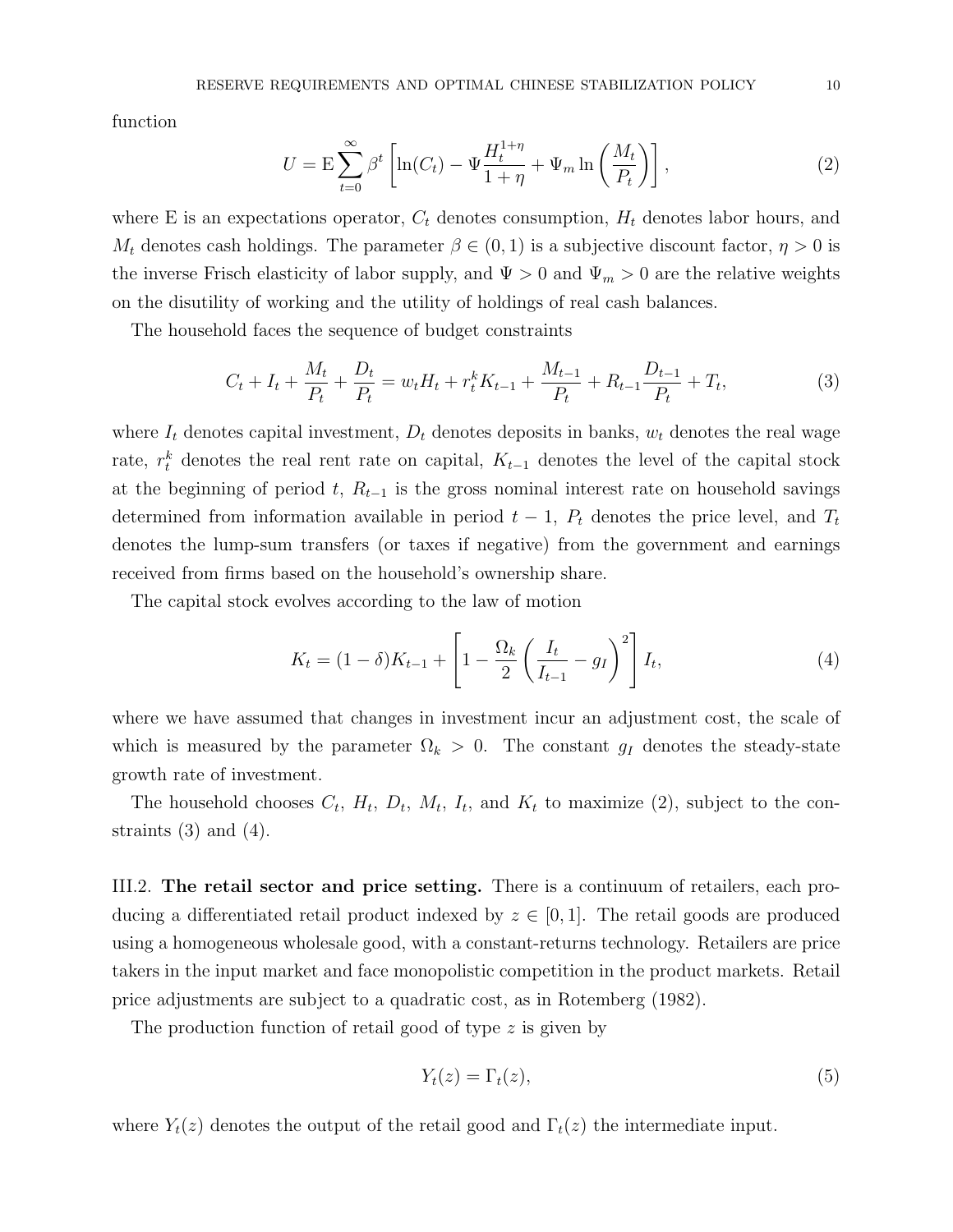function

$$U = \mathrm{E} \sum_{t=0}^{\infty} \beta^t \left[ \ln(C_t) - \Psi \frac{H_t^{1+\eta}}{1+\eta} + \Psi_m \ln\left(\frac{M_t}{P_t}\right) \right], \tag{2}$$

where E is an expectations operator, $C_t$ denotes consumption, $H_t$ denotes labor hours, and $M_t$ denotes cash holdings. The parameter $\beta \in (0, 1)$ is a subjective discount factor, $\eta > 0$ is the inverse Frisch elasticity of labor supply, and $\Psi > 0$ and $\Psi_m > 0$ are the relative weights on the disutility of working and the utility of holdings of real cash balances.

The household faces the sequence of budget constraints

$$C_t + I_t + \frac{M_t}{P_t} + \frac{D_t}{P_t} = w_t H_t + r_t^k K_{t-1} + \frac{M_{t-1}}{P_t} + R_{t-1}\frac{D_{t-1}}{P_t} + T_t, \tag{3}$$

where $I_t$ denotes capital investment, $D_t$ denotes deposits in banks, $w_t$ denotes the real wage rate, $r_t^k$ denotes the real rent rate on capital, $K_{t-1}$ denotes the level of the capital stock at the beginning of period $t$, $R_{t-1}$ is the gross nominal interest rate on household savings determined from information available in period $t-1$, $P_t$ denotes the price level, and $T_t$ denotes the lump-sum transfers (or taxes if negative) from the government and earnings received from firms based on the household's ownership share.

The capital stock evolves according to the law of motion

$$K_t = (1-\delta)K_{t-1} + \left[1 - \frac{\Omega_k}{2}\left(\frac{I_t}{I_{t-1}} - g_I\right)^2\right] I_t, \tag{4}$$

where we have assumed that changes in investment incur an adjustment cost, the scale of which is measured by the parameter $\Omega_k > 0$. The constant $g_I$ denotes the steady-state growth rate of investment.

The household chooses $C_t$, $H_t$, $D_t$, $M_t$, $I_t$, and $K_t$ to maximize (2), subject to the constraints (3) and (4).

III.2. **The retail sector and price setting.** There is a continuum of retailers, each producing a differentiated retail product indexed by $z \in [0, 1]$. The retail goods are produced using a homogeneous wholesale good, with a constant-returns technology. Retailers are price takers in the input market and face monopolistic competition in the product markets. Retail price adjustments are subject to a quadratic cost, as in Rotemberg (1982).

The production function of retail good of type $z$ is given by

$$Y_t(z) = \Gamma_t(z), \tag{5}$$

where $Y_t(z)$ denotes the output of the retail good and $\Gamma_t(z)$ the intermediate input.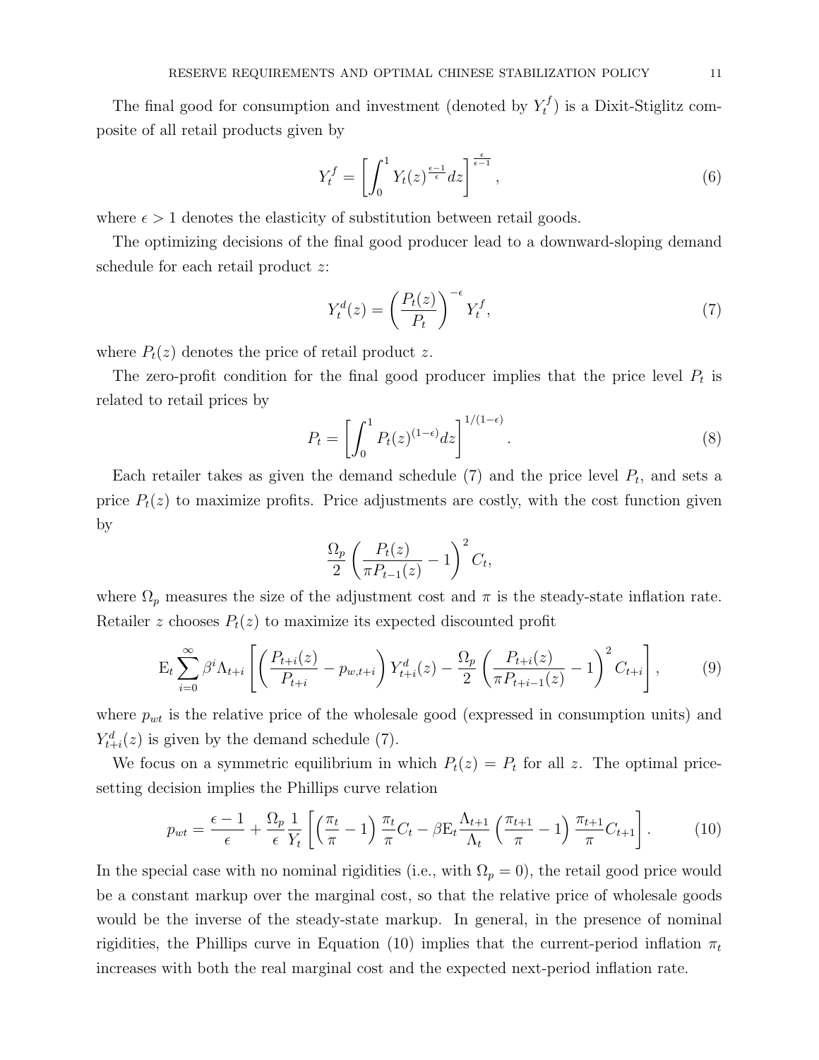The final good for consumption and investment (denoted by $Y_t^f$) is a Dixit-Stiglitz composite of all retail products given by

$$Y_t^f = \left[ \int_0^1 Y_t(z)^{\frac{\epsilon-1}{\epsilon}} dz \right]^{\frac{\epsilon}{\epsilon-1}}, \tag{6}$$

where $\epsilon > 1$ denotes the elasticity of substitution between retail goods.

The optimizing decisions of the final good producer lead to a downward-sloping demand schedule for each retail product $z$:

$$Y_t^d(z) = \left( \frac{P_t(z)}{P_t} \right)^{-\epsilon} Y_t^f, \tag{7}$$

where $P_t(z)$ denotes the price of retail product $z$.

The zero-profit condition for the final good producer implies that the price level $P_t$ is related to retail prices by

$$P_t = \left[ \int_0^1 P_t(z)^{(1-\epsilon)} dz \right]^{1/(1-\epsilon)}. \tag{8}$$

Each retailer takes as given the demand schedule (7) and the price level $P_t$, and sets a price $P_t(z)$ to maximize profits. Price adjustments are costly, with the cost function given by

$$\frac{\Omega_p}{2} \left( \frac{P_t(z)}{\pi P_{t-1}(z)} - 1 \right)^2 C_t,$$

where $\Omega_p$ measures the size of the adjustment cost and $\pi$ is the steady-state inflation rate. Retailer $z$ chooses $P_t(z)$ to maximize its expected discounted profit

$$\mathrm{E}_t \sum_{i=0}^{\infty} \beta^i \Lambda_{t+i} \left[ \left( \frac{P_{t+i}(z)}{P_{t+i}} - p_{w,t+i} \right) Y_{t+i}^d(z) - \frac{\Omega_p}{2} \left( \frac{P_{t+i}(z)}{\pi P_{t+i-1}(z)} - 1 \right)^2 C_{t+i} \right], \tag{9}$$

where $p_{wt}$ is the relative price of the wholesale good (expressed in consumption units) and $Y_{t+i}^d(z)$ is given by the demand schedule (7).

We focus on a symmetric equilibrium in which $P_t(z) = P_t$ for all $z$. The optimal price-setting decision implies the Phillips curve relation

$$p_{wt} = \frac{\epsilon - 1}{\epsilon} + \frac{\Omega_p}{\epsilon} \frac{1}{Y_t} \left[ \left( \frac{\pi_t}{\pi} - 1 \right) \frac{\pi_t}{\pi} C_t - \beta \mathrm{E}_t \frac{\Lambda_{t+1}}{\Lambda_t} \left( \frac{\pi_{t+1}}{\pi} - 1 \right) \frac{\pi_{t+1}}{\pi} C_{t+1} \right]. \tag{10}$$

In the special case with no nominal rigidities (i.e., with $\Omega_p = 0$), the retail good price would be a constant markup over the marginal cost, so that the relative price of wholesale goods would be the inverse of the steady-state markup. In general, in the presence of nominal rigidities, the Phillips curve in Equation (10) implies that the current-period inflation $\pi_t$ increases with both the real marginal cost and the expected next-period inflation rate.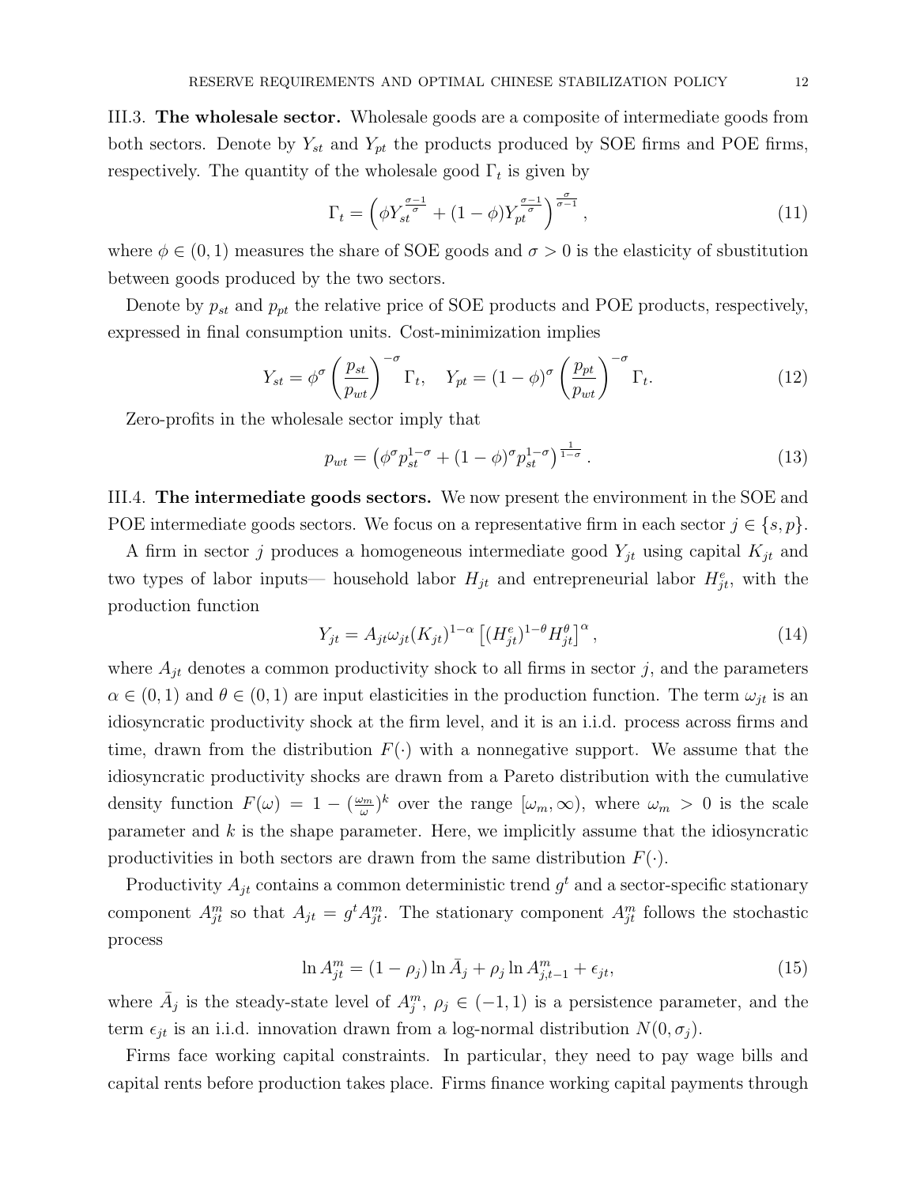III.3. **The wholesale sector.** Wholesale goods are a composite of intermediate goods from both sectors. Denote by $Y_{st}$ and $Y_{pt}$ the products produced by SOE firms and POE firms, respectively. The quantity of the wholesale good $\Gamma_t$ is given by

$$\Gamma_t = \left( \phi Y_{st}^{\frac{\sigma-1}{\sigma}} + (1-\phi) Y_{pt}^{\frac{\sigma-1}{\sigma}} \right)^{\frac{\sigma}{\sigma-1}}, \tag{11}$$

where $\phi \in (0,1)$ measures the share of SOE goods and $\sigma > 0$ is the elasticity of sbustitution between goods produced by the two sectors.

Denote by $p_{st}$ and $p_{pt}$ the relative price of SOE products and POE products, respectively, expressed in final consumption units. Cost-minimization implies

$$Y_{st} = \phi^{\sigma} \left( \frac{p_{st}}{p_{wt}} \right)^{-\sigma} \Gamma_t, \quad Y_{pt} = (1-\phi)^{\sigma} \left( \frac{p_{pt}}{p_{wt}} \right)^{-\sigma} \Gamma_t. \tag{12}$$

Zero-profits in the wholesale sector imply that

$$p_{wt} = \left( \phi^{\sigma} p_{st}^{1-\sigma} + (1-\phi)^{\sigma} p_{st}^{1-\sigma} \right)^{\frac{1}{1-\sigma}}. \tag{13}$$

III.4. **The intermediate goods sectors.** We now present the environment in the SOE and POE intermediate goods sectors. We focus on a representative firm in each sector $j \in \{s, p\}$.

A firm in sector $j$ produces a homogeneous intermediate good $Y_{jt}$ using capital $K_{jt}$ and two types of labor inputs— household labor $H_{jt}$ and entrepreneurial labor $H_{jt}^e$, with the production function

$$Y_{jt} = A_{jt} \omega_{jt} (K_{jt})^{1-\alpha} \left[ (H_{jt}^e)^{1-\theta} H_{jt}^{\theta} \right]^{\alpha}, \tag{14}$$

where $A_{jt}$ denotes a common productivity shock to all firms in sector $j$, and the parameters $\alpha \in (0,1)$ and $\theta \in (0,1)$ are input elasticities in the production function. The term $\omega_{jt}$ is an idiosyncratic productivity shock at the firm level, and it is an i.i.d. process across firms and time, drawn from the distribution $F(\cdot)$ with a nonnegative support. We assume that the idiosyncratic productivity shocks are drawn from a Pareto distribution with the cumulative density function $F(\omega) = 1 - (\frac{\omega_m}{\omega})^k$ over the range $[\omega_m, \infty)$, where $\omega_m > 0$ is the scale parameter and $k$ is the shape parameter. Here, we implicitly assume that the idiosyncratic productivities in both sectors are drawn from the same distribution $F(\cdot)$.

Productivity $A_{jt}$ contains a common deterministic trend $g^t$ and a sector-specific stationary component $A_{jt}^m$ so that $A_{jt} = g^t A_{jt}^m$. The stationary component $A_{jt}^m$ follows the stochastic process

$$\ln A_{jt}^m = (1-\rho_j) \ln \bar{A}_j + \rho_j \ln A_{j,t-1}^m + \epsilon_{jt}, \tag{15}$$

where $\bar{A}_j$ is the steady-state level of $A_j^m$, $\rho_j \in (-1,1)$ is a persistence parameter, and the term $\epsilon_{jt}$ is an i.i.d. innovation drawn from a log-normal distribution $N(0, \sigma_j)$.

Firms face working capital constraints. In particular, they need to pay wage bills and capital rents before production takes place. Firms finance working capital payments through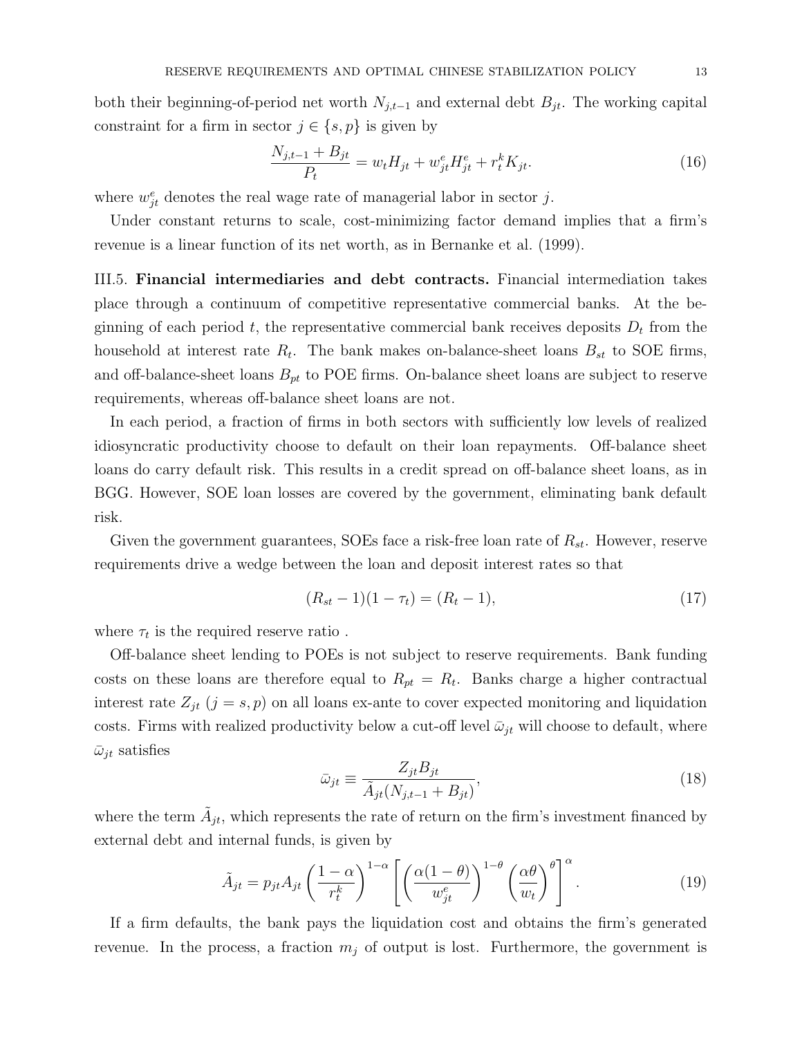both their beginning-of-period net worth $N_{j,t-1}$ and external debt $B_{jt}$. The working capital constraint for a firm in sector $j \in \{s, p\}$ is given by

$$\frac{N_{j,t-1} + B_{jt}}{P_t} = w_t H_{jt} + w^e_{jt} H^e_{jt} + r^k_t K_{jt}. \tag{16}$$

where $w^e_{jt}$ denotes the real wage rate of managerial labor in sector $j$.

Under constant returns to scale, cost-minimizing factor demand implies that a firm's revenue is a linear function of its net worth, as in Bernanke et al. (1999).

III.5. **Financial intermediaries and debt contracts.** Financial intermediation takes place through a continuum of competitive representative commercial banks. At the beginning of each period $t$, the representative commercial bank receives deposits $D_t$ from the household at interest rate $R_t$. The bank makes on-balance-sheet loans $B_{st}$ to SOE firms, and off-balance-sheet loans $B_{pt}$ to POE firms. On-balance sheet loans are subject to reserve requirements, whereas off-balance sheet loans are not.

In each period, a fraction of firms in both sectors with sufficiently low levels of realized idiosyncratic productivity choose to default on their loan repayments. Off-balance sheet loans do carry default risk. This results in a credit spread on off-balance sheet loans, as in BGG. However, SOE loan losses are covered by the government, eliminating bank default risk.

Given the government guarantees, SOEs face a risk-free loan rate of $R_{st}$. However, reserve requirements drive a wedge between the loan and deposit interest rates so that

$$(R_{st} - 1)(1 - \tau_t) = (R_t - 1), \tag{17}$$

where $\tau_t$ is the required reserve ratio .

Off-balance sheet lending to POEs is not subject to reserve requirements. Bank funding costs on these loans are therefore equal to $R_{pt} = R_t$. Banks charge a higher contractual interest rate $Z_{jt}$ ($j = s, p$) on all loans ex-ante to cover expected monitoring and liquidation costs. Firms with realized productivity below a cut-off level $\bar{\omega}_{jt}$ will choose to default, where $\bar{\omega}_{jt}$ satisfies

$$\bar{\omega}_{jt} \equiv \frac{Z_{jt} B_{jt}}{\tilde{A}_{jt}(N_{j,t-1} + B_{jt})}, \tag{18}$$

where the term $\tilde{A}_{jt}$, which represents the rate of return on the firm's investment financed by external debt and internal funds, is given by

$$\tilde{A}_{jt} = p_{jt} A_{jt} \left(\frac{1-\alpha}{r^k_t}\right)^{1-\alpha} \left[\left(\frac{\alpha(1-\theta)}{w^e_{jt}}\right)^{1-\theta} \left(\frac{\alpha\theta}{w_t}\right)^{\theta}\right]^{\alpha}. \tag{19}$$

If a firm defaults, the bank pays the liquidation cost and obtains the firm's generated revenue. In the process, a fraction $m_j$ of output is lost. Furthermore, the government is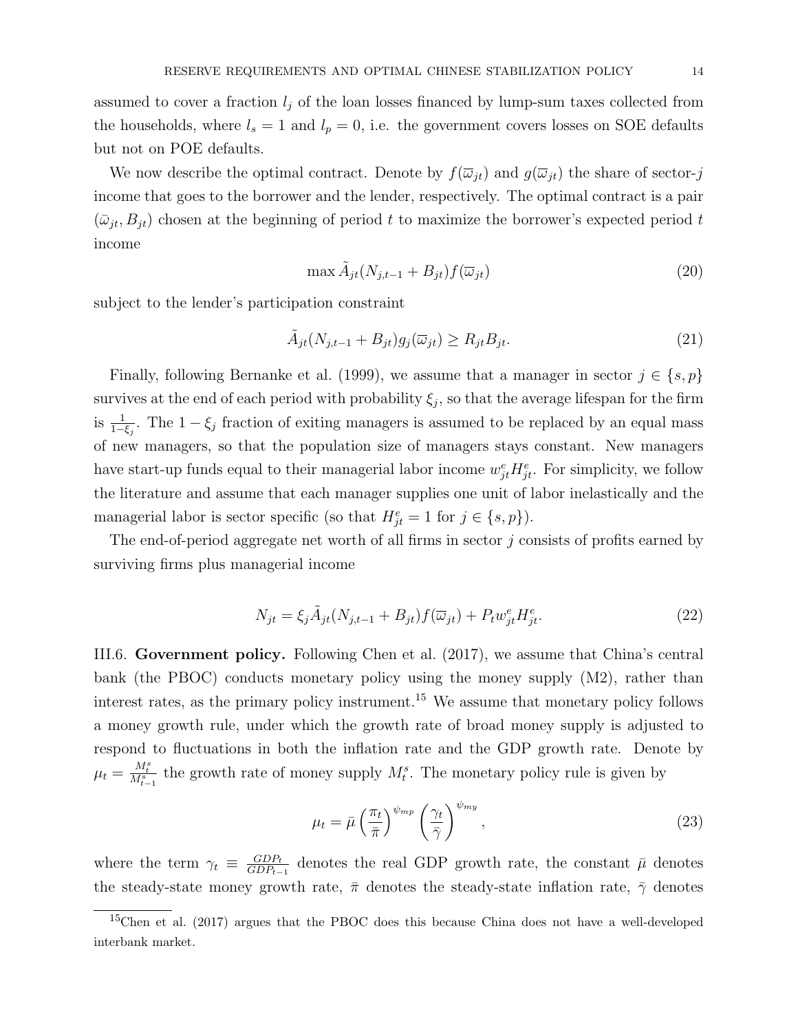assumed to cover a fraction $l_j$ of the loan losses financed by lump-sum taxes collected from the households, where $l_s = 1$ and $l_p = 0$, i.e. the government covers losses on SOE defaults but not on POE defaults.

We now describe the optimal contract. Denote by $f(\overline{\omega}_{jt})$ and $g(\overline{\omega}_{jt})$ the share of sector-$j$ income that goes to the borrower and the lender, respectively. The optimal contract is a pair $(\bar{\omega}_{jt}, B_{jt})$ chosen at the beginning of period $t$ to maximize the borrower's expected period $t$ income

$$\max \tilde{A}_{jt}(N_{j,t-1} + B_{jt})f(\overline{\omega}_{jt}) \tag{20}$$

subject to the lender's participation constraint

$$\tilde{A}_{jt}(N_{j,t-1} + B_{jt})g_j(\overline{\omega}_{jt}) \geq R_{jt}B_{jt}. \tag{21}$$

Finally, following Bernanke et al. (1999), we assume that a manager in sector $j \in \{s, p\}$ survives at the end of each period with probability $\xi_j$, so that the average lifespan for the firm is $\frac{1}{1-\xi_j}$. The $1 - \xi_j$ fraction of exiting managers is assumed to be replaced by an equal mass of new managers, so that the population size of managers stays constant. New managers have start-up funds equal to their managerial labor income $w^e_{jt}H^e_{jt}$. For simplicity, we follow the literature and assume that each manager supplies one unit of labor inelastically and the managerial labor is sector specific (so that $H^e_{jt} = 1$ for $j \in \{s, p\}$).

The end-of-period aggregate net worth of all firms in sector $j$ consists of profits earned by surviving firms plus managerial income

$$N_{jt} = \xi_j \tilde{A}_{jt}(N_{j,t-1} + B_{jt})f(\overline{\omega}_{jt}) + P_t w^e_{jt}H^e_{jt}. \tag{22}$$

III.6. **Government policy.** Following Chen et al. (2017), we assume that China's central bank (the PBOC) conducts monetary policy using the money supply (M2), rather than interest rates, as the primary policy instrument.[15] We assume that monetary policy follows a money growth rule, under which the growth rate of broad money supply is adjusted to respond to fluctuations in both the inflation rate and the GDP growth rate. Denote by $\mu_t = \frac{M^s_t}{M^s_{t-1}}$ the growth rate of money supply $M^s_t$. The monetary policy rule is given by

$$\mu_t = \bar{\mu}\left(\frac{\pi_t}{\bar{\pi}}\right)^{\psi_{mp}}\left(\frac{\gamma_t}{\bar{\gamma}}\right)^{\psi_{my}}, \tag{23}$$

where the term $\gamma_t \equiv \frac{GDP_t}{GDP_{t-1}}$ denotes the real GDP growth rate, the constant $\bar{\mu}$ denotes the steady-state money growth rate, $\bar{\pi}$ denotes the steady-state inflation rate, $\bar{\gamma}$ denotes

[15] Chen et al. (2017) argues that the PBOC does this because China does not have a well-developed interbank market.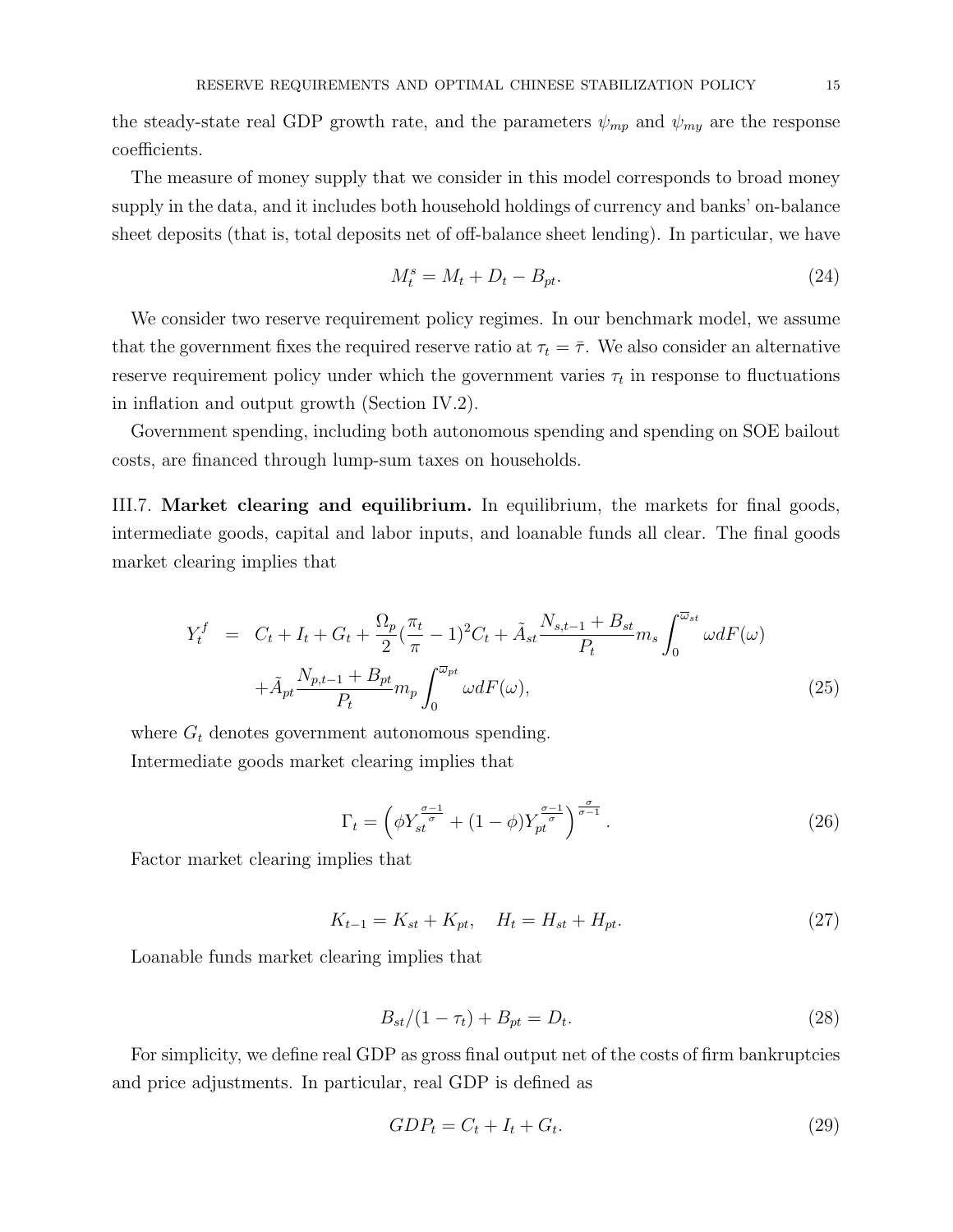the steady-state real GDP growth rate, and the parameters $\psi_{mp}$ and $\psi_{my}$ are the response coefficients.

The measure of money supply that we consider in this model corresponds to broad money supply in the data, and it includes both household holdings of currency and banks' on-balance sheet deposits (that is, total deposits net of off-balance sheet lending). In particular, we have

$$M_t^s = M_t + D_t - B_{pt}. \tag{24}$$

We consider two reserve requirement policy regimes. In our benchmark model, we assume that the government fixes the required reserve ratio at $\tau_t = \bar{\tau}$. We also consider an alternative reserve requirement policy under which the government varies $\tau_t$ in response to fluctuations in inflation and output growth (Section IV.2).

Government spending, including both autonomous spending and spending on SOE bailout costs, are financed through lump-sum taxes on households.

III.7. **Market clearing and equilibrium.** In equilibrium, the markets for final goods, intermediate goods, capital and labor inputs, and loanable funds all clear. The final goods market clearing implies that

$$\begin{aligned} Y_t^f &= C_t + I_t + G_t + \frac{\Omega_p}{2}(\frac{\pi_t}{\pi} - 1)^2 C_t + \tilde{A}_{st}\frac{N_{s,t-1} + B_{st}}{P_t} m_s \int_0^{\varpi_{st}} \omega dF(\omega) \\ &\quad + \tilde{A}_{pt}\frac{N_{p,t-1} + B_{pt}}{P_t} m_p \int_0^{\varpi_{pt}} \omega dF(\omega), \end{aligned} \tag{25}$$

where $G_t$ denotes government autonomous spending.

Intermediate goods market clearing implies that

$$\Gamma_t = \left(\phi Y_{st}^{\frac{\sigma-1}{\sigma}} + (1-\phi) Y_{pt}^{\frac{\sigma-1}{\sigma}}\right)^{\frac{\sigma}{\sigma-1}}. \tag{26}$$

Factor market clearing implies that

$$K_{t-1} = K_{st} + K_{pt}, \quad H_t = H_{st} + H_{pt}. \tag{27}$$

Loanable funds market clearing implies that

$$B_{st}/(1-\tau_t) + B_{pt} = D_t. \tag{28}$$

For simplicity, we define real GDP as gross final output net of the costs of firm bankruptcies and price adjustments. In particular, real GDP is defined as

$$GDP_t = C_t + I_t + G_t. \tag{29}$$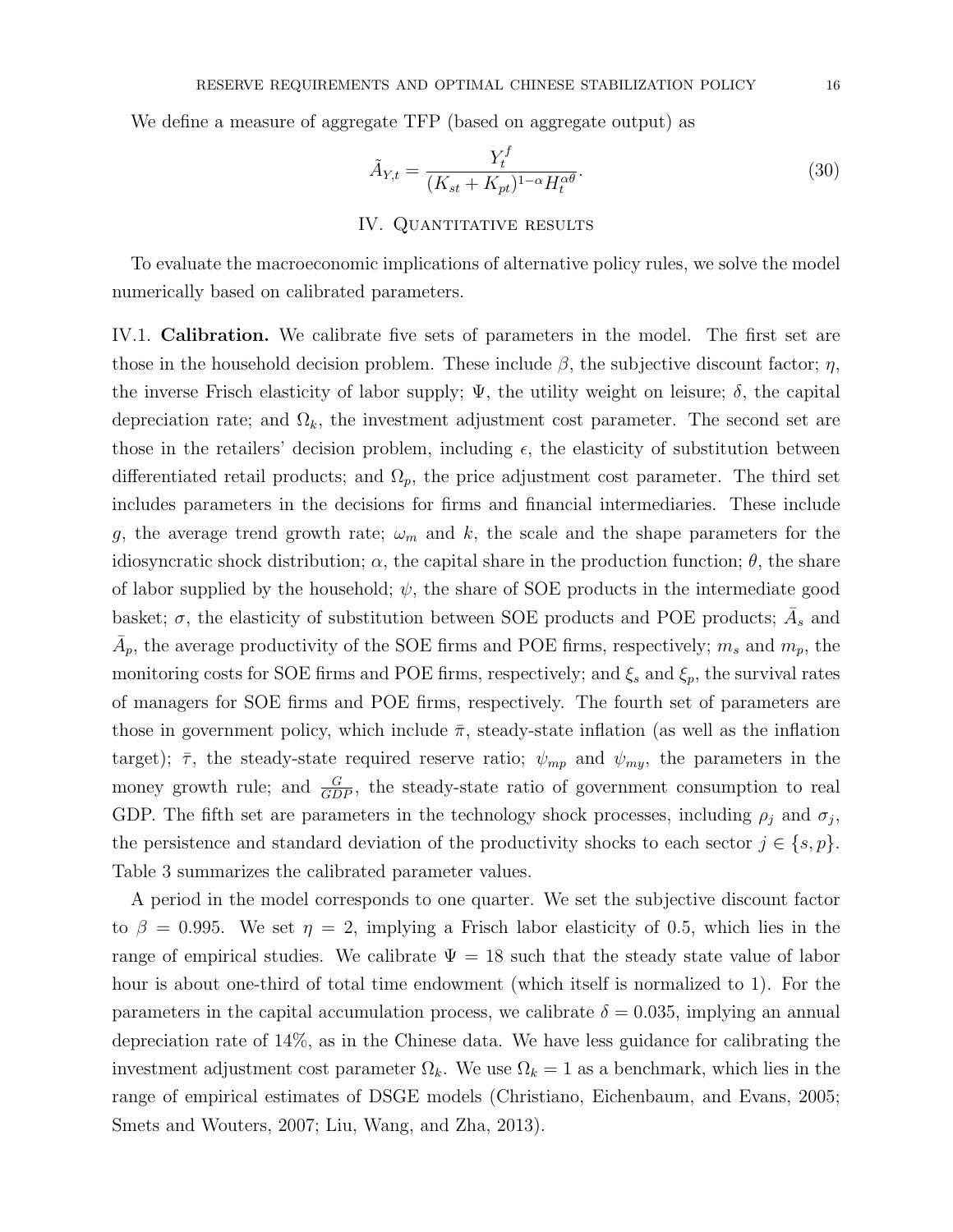We define a measure of aggregate TFP (based on aggregate output) as

$$\tilde{A}_{Y,t} = \frac{Y_t^f}{(K_{st} + K_{pt})^{1-\alpha} H_t^{\alpha\theta}}. \tag{30}$$

## IV. Quantitative results

To evaluate the macroeconomic implications of alternative policy rules, we solve the model numerically based on calibrated parameters.

### IV.1. Calibration.

We calibrate five sets of parameters in the model. The first set are those in the household decision problem. These include $\beta$, the subjective discount factor; $\eta$, the inverse Frisch elasticity of labor supply; $\Psi$, the utility weight on leisure; $\delta$, the capital depreciation rate; and $\Omega_k$, the investment adjustment cost parameter. The second set are those in the retailers' decision problem, including $\epsilon$, the elasticity of substitution between differentiated retail products; and $\Omega_p$, the price adjustment cost parameter. The third set includes parameters in the decisions for firms and financial intermediaries. These include $g$, the average trend growth rate; $\omega_m$ and $k$, the scale and the shape parameters for the idiosyncratic shock distribution; $\alpha$, the capital share in the production function; $\theta$, the share of labor supplied by the household; $\psi$, the share of SOE products in the intermediate good basket; $\sigma$, the elasticity of substitution between SOE products and POE products; $\bar{A}_s$ and $\bar{A}_p$, the average productivity of the SOE firms and POE firms, respectively; $m_s$ and $m_p$, the monitoring costs for SOE firms and POE firms, respectively; and $\xi_s$ and $\xi_p$, the survival rates of managers for SOE firms and POE firms, respectively. The fourth set of parameters are those in government policy, which include $\bar{\pi}$, steady-state inflation (as well as the inflation target); $\bar{\tau}$, the steady-state required reserve ratio; $\psi_{mp}$ and $\psi_{my}$, the parameters in the money growth rule; and $\frac{G}{GDP}$, the steady-state ratio of government consumption to real GDP. The fifth set are parameters in the technology shock processes, including $\rho_j$ and $\sigma_j$, the persistence and standard deviation of the productivity shocks to each sector $j \in \{s, p\}$. Table 3 summarizes the calibrated parameter values.

A period in the model corresponds to one quarter. We set the subjective discount factor to $\beta = 0.995$. We set $\eta = 2$, implying a Frisch labor elasticity of 0.5, which lies in the range of empirical studies. We calibrate $\Psi = 18$ such that the steady state value of labor hour is about one-third of total time endowment (which itself is normalized to 1). For the parameters in the capital accumulation process, we calibrate $\delta = 0.035$, implying an annual depreciation rate of 14%, as in the Chinese data. We have less guidance for calibrating the investment adjustment cost parameter $\Omega_k$. We use $\Omega_k = 1$ as a benchmark, which lies in the range of empirical estimates of DSGE models (Christiano, Eichenbaum, and Evans, 2005; Smets and Wouters, 2007; Liu, Wang, and Zha, 2013).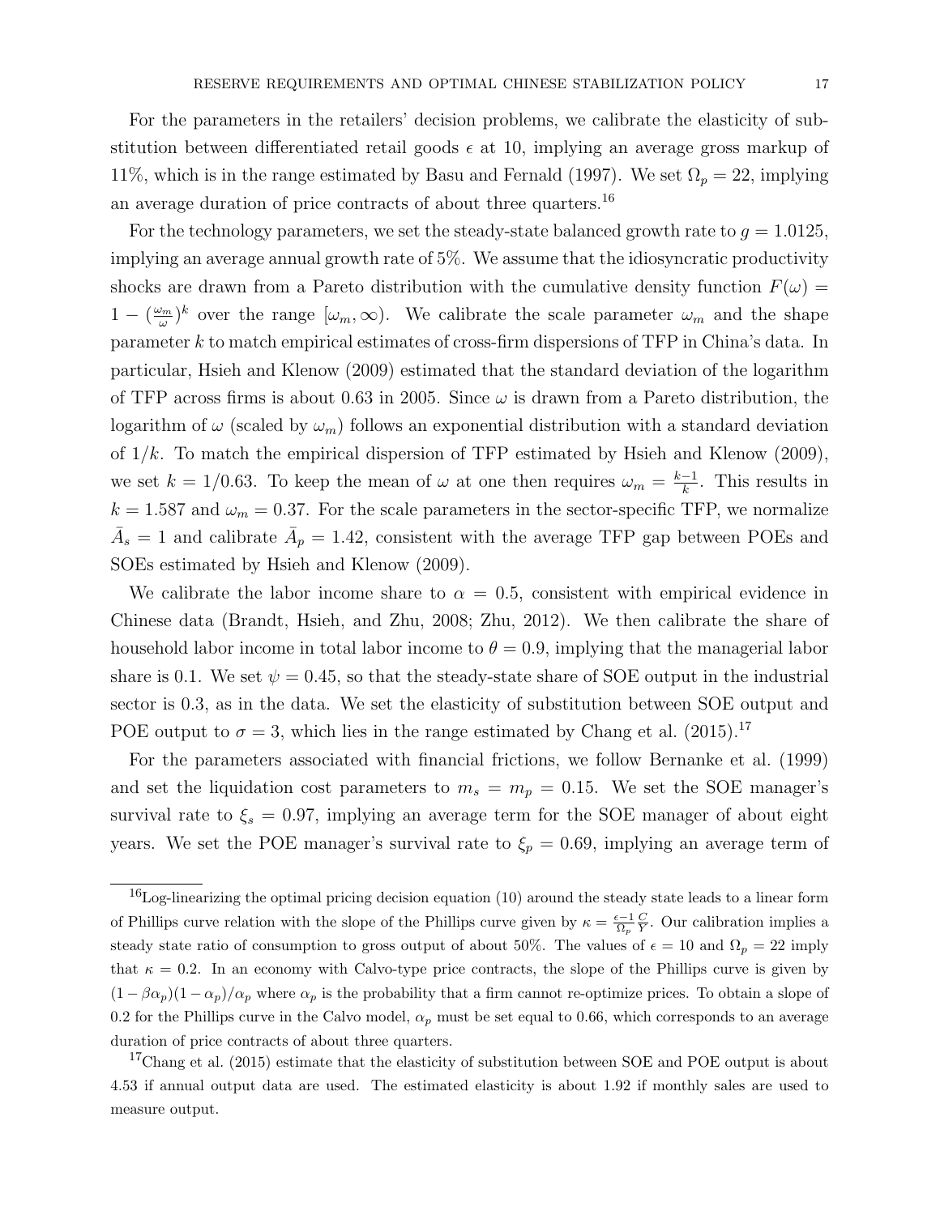For the parameters in the retailers' decision problems, we calibrate the elasticity of substitution between differentiated retail goods $\epsilon$ at 10, implying an average gross markup of 11%, which is in the range estimated by Basu and Fernald (1997). We set $\Omega_p = 22$, implying an average duration of price contracts of about three quarters.[16]

For the technology parameters, we set the steady-state balanced growth rate to $g = 1.0125$, implying an average annual growth rate of 5%. We assume that the idiosyncratic productivity shocks are drawn from a Pareto distribution with the cumulative density function $F(\omega) = 1 - (\frac{\omega_m}{\omega})^k$ over the range $[\omega_m, \infty)$. We calibrate the scale parameter $\omega_m$ and the shape parameter $k$ to match empirical estimates of cross-firm dispersions of TFP in China's data. In particular, Hsieh and Klenow (2009) estimated that the standard deviation of the logarithm of TFP across firms is about 0.63 in 2005. Since $\omega$ is drawn from a Pareto distribution, the logarithm of $\omega$ (scaled by $\omega_m$) follows an exponential distribution with a standard deviation of $1/k$. To match the empirical dispersion of TFP estimated by Hsieh and Klenow (2009), we set $k = 1/0.63$. To keep the mean of $\omega$ at one then requires $\omega_m = \frac{k-1}{k}$. This results in $k = 1.587$ and $\omega_m = 0.37$. For the scale parameters in the sector-specific TFP, we normalize $\bar{A}_s = 1$ and calibrate $\bar{A}_p = 1.42$, consistent with the average TFP gap between POEs and SOEs estimated by Hsieh and Klenow (2009).

We calibrate the labor income share to $\alpha = 0.5$, consistent with empirical evidence in Chinese data (Brandt, Hsieh, and Zhu, 2008; Zhu, 2012). We then calibrate the share of household labor income in total labor income to $\theta = 0.9$, implying that the managerial labor share is 0.1. We set $\psi = 0.45$, so that the steady-state share of SOE output in the industrial sector is 0.3, as in the data. We set the elasticity of substitution between SOE output and POE output to $\sigma = 3$, which lies in the range estimated by Chang et al. (2015).[17]

For the parameters associated with financial frictions, we follow Bernanke et al. (1999) and set the liquidation cost parameters to $m_s = m_p = 0.15$. We set the SOE manager's survival rate to $\xi_s = 0.97$, implying an average term for the SOE manager of about eight years. We set the POE manager's survival rate to $\xi_p = 0.69$, implying an average term of

---

[16] Log-linearizing the optimal pricing decision equation (10) around the steady state leads to a linear form of Phillips curve relation with the slope of the Phillips curve given by $\kappa = \frac{\epsilon-1}{\Omega_p}\frac{C}{Y}$. Our calibration implies a steady state ratio of consumption to gross output of about 50%. The values of $\epsilon = 10$ and $\Omega_p = 22$ imply that $\kappa = 0.2$. In an economy with Calvo-type price contracts, the slope of the Phillips curve is given by $(1 - \beta\alpha_p)(1 - \alpha_p)/\alpha_p$ where $\alpha_p$ is the probability that a firm cannot re-optimize prices. To obtain a slope of 0.2 for the Phillips curve in the Calvo model, $\alpha_p$ must be set equal to 0.66, which corresponds to an average duration of price contracts of about three quarters.

[17] Chang et al. (2015) estimate that the elasticity of substitution between SOE and POE output is about 4.53 if annual output data are used. The estimated elasticity is about 1.92 if monthly sales are used to measure output.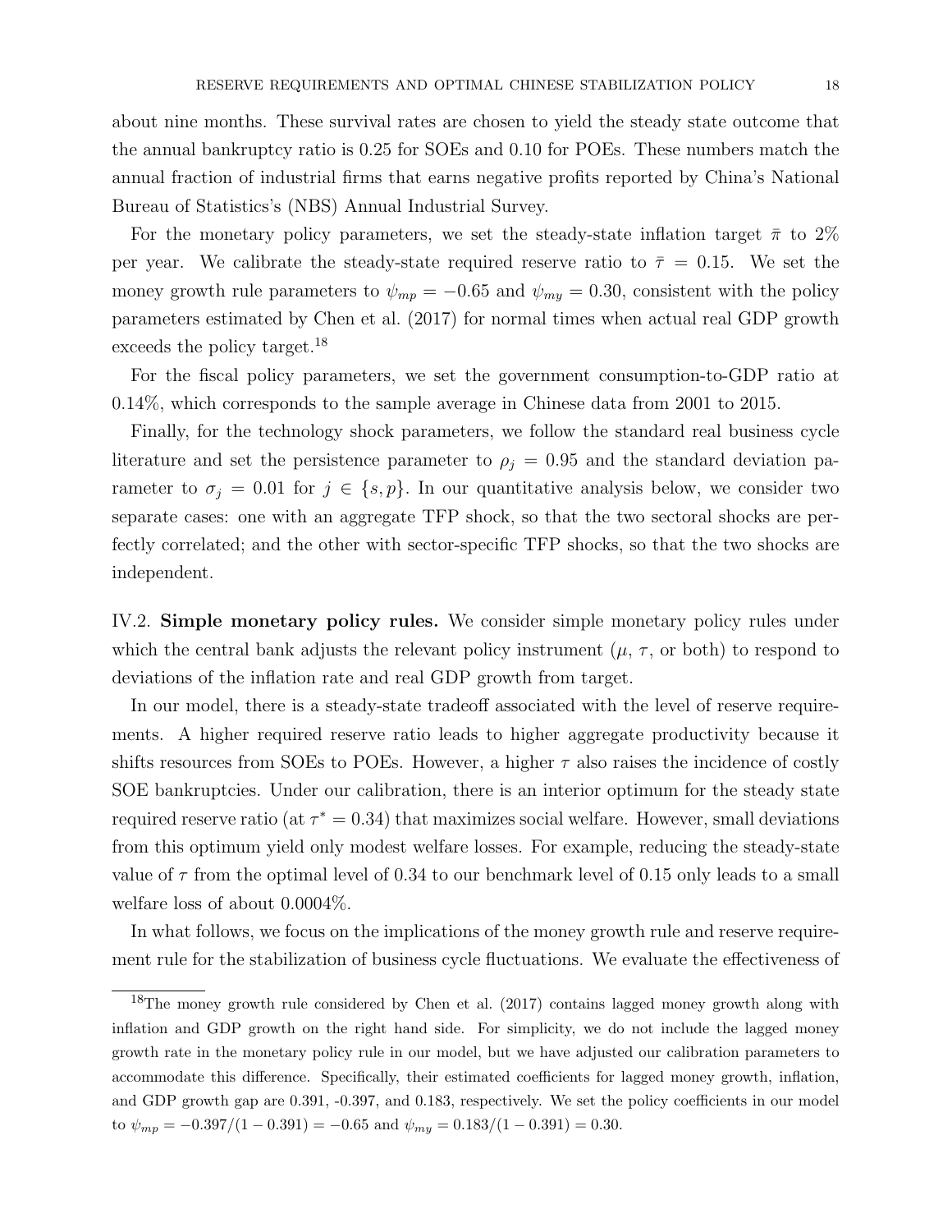about nine months. These survival rates are chosen to yield the steady state outcome that the annual bankruptcy ratio is 0.25 for SOEs and 0.10 for POEs. These numbers match the annual fraction of industrial firms that earns negative profits reported by China's National Bureau of Statistics's (NBS) Annual Industrial Survey.

For the monetary policy parameters, we set the steady-state inflation target $\bar{\pi}$ to 2% per year. We calibrate the steady-state required reserve ratio to $\bar{\tau} = 0.15$. We set the money growth rule parameters to $\psi_{mp} = -0.65$ and $\psi_{my} = 0.30$, consistent with the policy parameters estimated by Chen et al. (2017) for normal times when actual real GDP growth exceeds the policy target.[18]

For the fiscal policy parameters, we set the government consumption-to-GDP ratio at 0.14%, which corresponds to the sample average in Chinese data from 2001 to 2015.

Finally, for the technology shock parameters, we follow the standard real business cycle literature and set the persistence parameter to $\rho_j = 0.95$ and the standard deviation parameter to $\sigma_j = 0.01$ for $j \in \{s, p\}$. In our quantitative analysis below, we consider two separate cases: one with an aggregate TFP shock, so that the two sectoral shocks are perfectly correlated; and the other with sector-specific TFP shocks, so that the two shocks are independent.

IV.2. **Simple monetary policy rules.** We consider simple monetary policy rules under which the central bank adjusts the relevant policy instrument ($\mu$, $\tau$, or both) to respond to deviations of the inflation rate and real GDP growth from target.

In our model, there is a steady-state tradeoff associated with the level of reserve requirements. A higher required reserve ratio leads to higher aggregate productivity because it shifts resources from SOEs to POEs. However, a higher $\tau$ also raises the incidence of costly SOE bankruptcies. Under our calibration, there is an interior optimum for the steady state required reserve ratio (at $\tau^* = 0.34$) that maximizes social welfare. However, small deviations from this optimum yield only modest welfare losses. For example, reducing the steady-state value of $\tau$ from the optimal level of 0.34 to our benchmark level of 0.15 only leads to a small welfare loss of about 0.0004%.

In what follows, we focus on the implications of the money growth rule and reserve requirement rule for the stabilization of business cycle fluctuations. We evaluate the effectiveness of

[18] The money growth rule considered by Chen et al. (2017) contains lagged money growth along with inflation and GDP growth on the right hand side. For simplicity, we do not include the lagged money growth rate in the monetary policy rule in our model, but we have adjusted our calibration parameters to accommodate this difference. Specifically, their estimated coefficients for lagged money growth, inflation, and GDP growth gap are 0.391, -0.397, and 0.183, respectively. We set the policy coefficients in our model to $\psi_{mp} = -0.397/(1 - 0.391) = -0.65$ and $\psi_{my} = 0.183/(1 - 0.391) = 0.30$.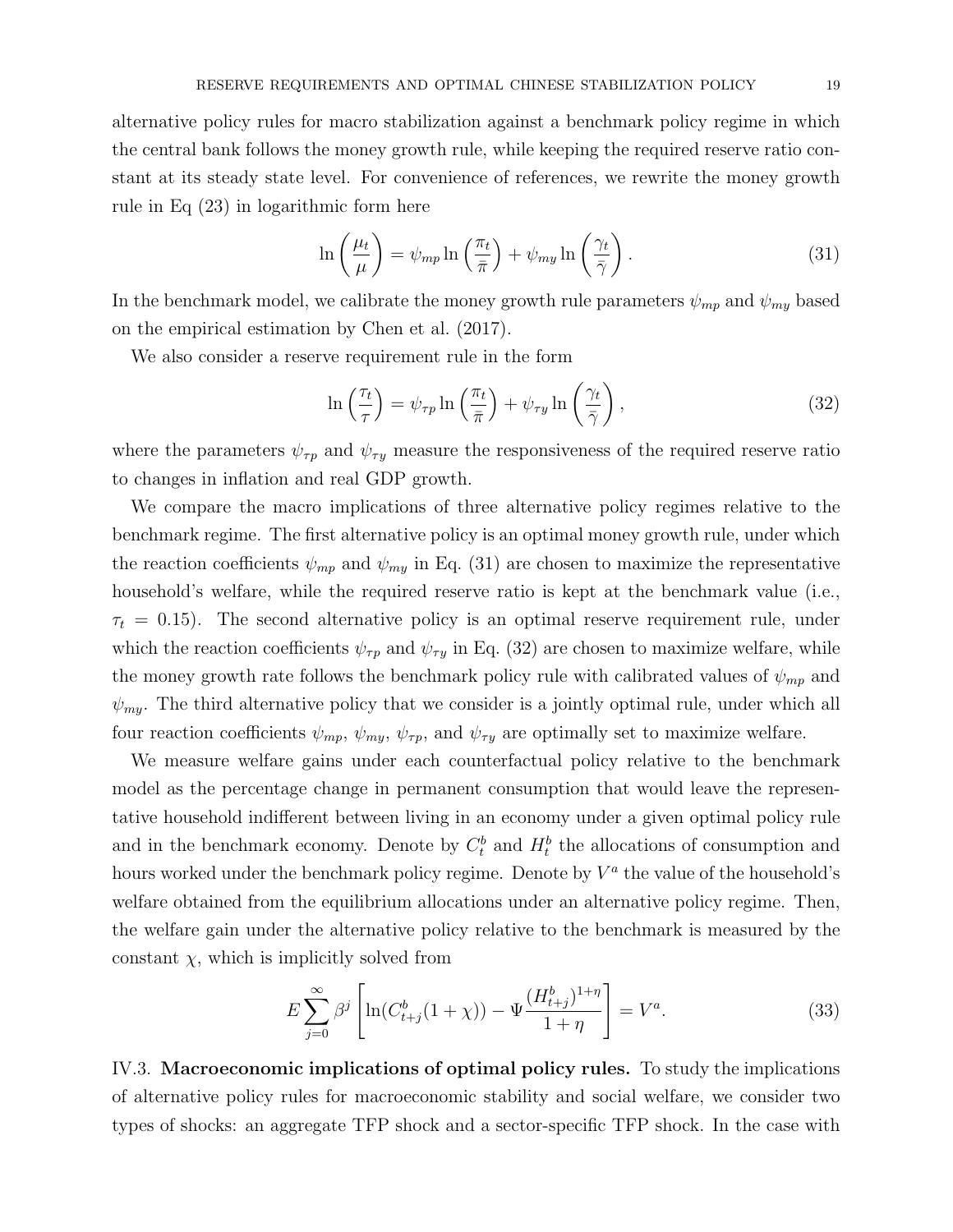alternative policy rules for macro stabilization against a benchmark policy regime in which the central bank follows the money growth rule, while keeping the required reserve ratio constant at its steady state level. For convenience of references, we rewrite the money growth rule in Eq (23) in logarithmic form here

$$\ln\left(\frac{\mu_t}{\mu}\right) = \psi_{mp} \ln\left(\frac{\pi_t}{\bar{\pi}}\right) + \psi_{my} \ln\left(\frac{\gamma_t}{\bar{\gamma}}\right). \tag{31}$$

In the benchmark model, we calibrate the money growth rule parameters $\psi_{mp}$ and $\psi_{my}$ based on the empirical estimation by Chen et al. (2017).

We also consider a reserve requirement rule in the form

$$\ln\left(\frac{\tau_t}{\tau}\right) = \psi_{\tau p} \ln\left(\frac{\pi_t}{\bar{\pi}}\right) + \psi_{\tau y} \ln\left(\frac{\gamma_t}{\bar{\gamma}}\right), \tag{32}$$

where the parameters $\psi_{\tau p}$ and $\psi_{\tau y}$ measure the responsiveness of the required reserve ratio to changes in inflation and real GDP growth.

We compare the macro implications of three alternative policy regimes relative to the benchmark regime. The first alternative policy is an optimal money growth rule, under which the reaction coefficients $\psi_{mp}$ and $\psi_{my}$ in Eq. (31) are chosen to maximize the representative household's welfare, while the required reserve ratio is kept at the benchmark value (i.e., $\tau_t = 0.15$). The second alternative policy is an optimal reserve requirement rule, under which the reaction coefficients $\psi_{\tau p}$ and $\psi_{\tau y}$ in Eq. (32) are chosen to maximize welfare, while the money growth rate follows the benchmark policy rule with calibrated values of $\psi_{mp}$ and $\psi_{my}$. The third alternative policy that we consider is a jointly optimal rule, under which all four reaction coefficients $\psi_{mp}$, $\psi_{my}$, $\psi_{\tau p}$, and $\psi_{\tau y}$ are optimally set to maximize welfare.

We measure welfare gains under each counterfactual policy relative to the benchmark model as the percentage change in permanent consumption that would leave the representative household indifferent between living in an economy under a given optimal policy rule and in the benchmark economy. Denote by $C_t^b$ and $H_t^b$ the allocations of consumption and hours worked under the benchmark policy regime. Denote by $V^a$ the value of the household's welfare obtained from the equilibrium allocations under an alternative policy regime. Then, the welfare gain under the alternative policy relative to the benchmark is measured by the constant $\chi$, which is implicitly solved from

$$E \sum_{j=0}^{\infty} \beta^j \left[ \ln(C_{t+j}^b(1+\chi)) - \Psi \frac{(H_{t+j}^b)^{1+\eta}}{1+\eta} \right] = V^a. \tag{33}$$

IV.3. **Macroeconomic implications of optimal policy rules.** To study the implications of alternative policy rules for macroeconomic stability and social welfare, we consider two types of shocks: an aggregate TFP shock and a sector-specific TFP shock. In the case with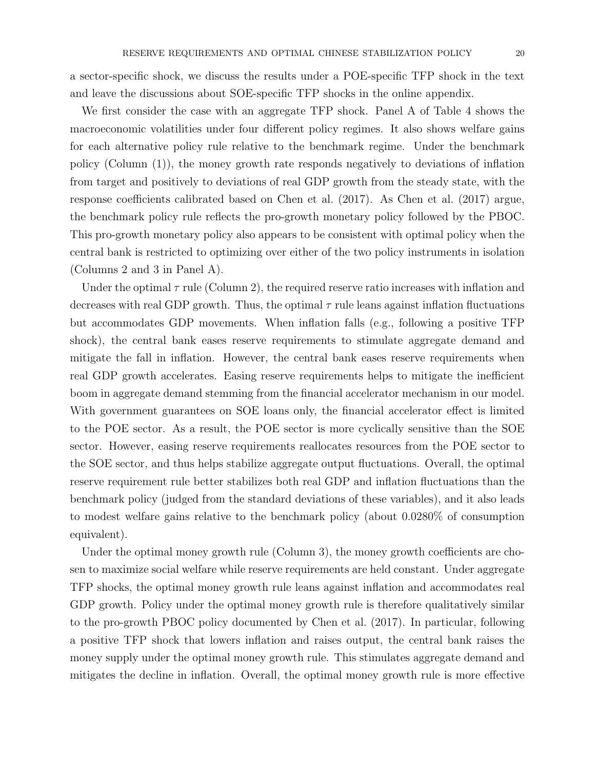a sector-specific shock, we discuss the results under a POE-specific TFP shock in the text and leave the discussions about SOE-specific TFP shocks in the online appendix.

We first consider the case with an aggregate TFP shock. Panel A of Table 4 shows the macroeconomic volatilities under four different policy regimes. It also shows welfare gains for each alternative policy rule relative to the benchmark regime. Under the benchmark policy (Column (1)), the money growth rate responds negatively to deviations of inflation from target and positively to deviations of real GDP growth from the steady state, with the response coefficients calibrated based on Chen et al. (2017). As Chen et al. (2017) argue, the benchmark policy rule reflects the pro-growth monetary policy followed by the PBOC. This pro-growth monetary policy also appears to be consistent with optimal policy when the central bank is restricted to optimizing over either of the two policy instruments in isolation (Columns 2 and 3 in Panel A).

Under the optimal $\tau$ rule (Column 2), the required reserve ratio increases with inflation and decreases with real GDP growth. Thus, the optimal $\tau$ rule leans against inflation fluctuations but accommodates GDP movements. When inflation falls (e.g., following a positive TFP shock), the central bank eases reserve requirements to stimulate aggregate demand and mitigate the fall in inflation. However, the central bank eases reserve requirements when real GDP growth accelerates. Easing reserve requirements helps to mitigate the inefficient boom in aggregate demand stemming from the financial accelerator mechanism in our model. With government guarantees on SOE loans only, the financial accelerator effect is limited to the POE sector. As a result, the POE sector is more cyclically sensitive than the SOE sector. However, easing reserve requirements reallocates resources from the POE sector to the SOE sector, and thus helps stabilize aggregate output fluctuations. Overall, the optimal reserve requirement rule better stabilizes both real GDP and inflation fluctuations than the benchmark policy (judged from the standard deviations of these variables), and it also leads to modest welfare gains relative to the benchmark policy (about 0.0280% of consumption equivalent).

Under the optimal money growth rule (Column 3), the money growth coefficients are chosen to maximize social welfare while reserve requirements are held constant. Under aggregate TFP shocks, the optimal money growth rule leans against inflation and accommodates real GDP growth. Policy under the optimal money growth rule is therefore qualitatively similar to the pro-growth PBOC policy documented by Chen et al. (2017). In particular, following a positive TFP shock that lowers inflation and raises output, the central bank raises the money supply under the optimal money growth rule. This stimulates aggregate demand and mitigates the decline in inflation. Overall, the optimal money growth rule is more effective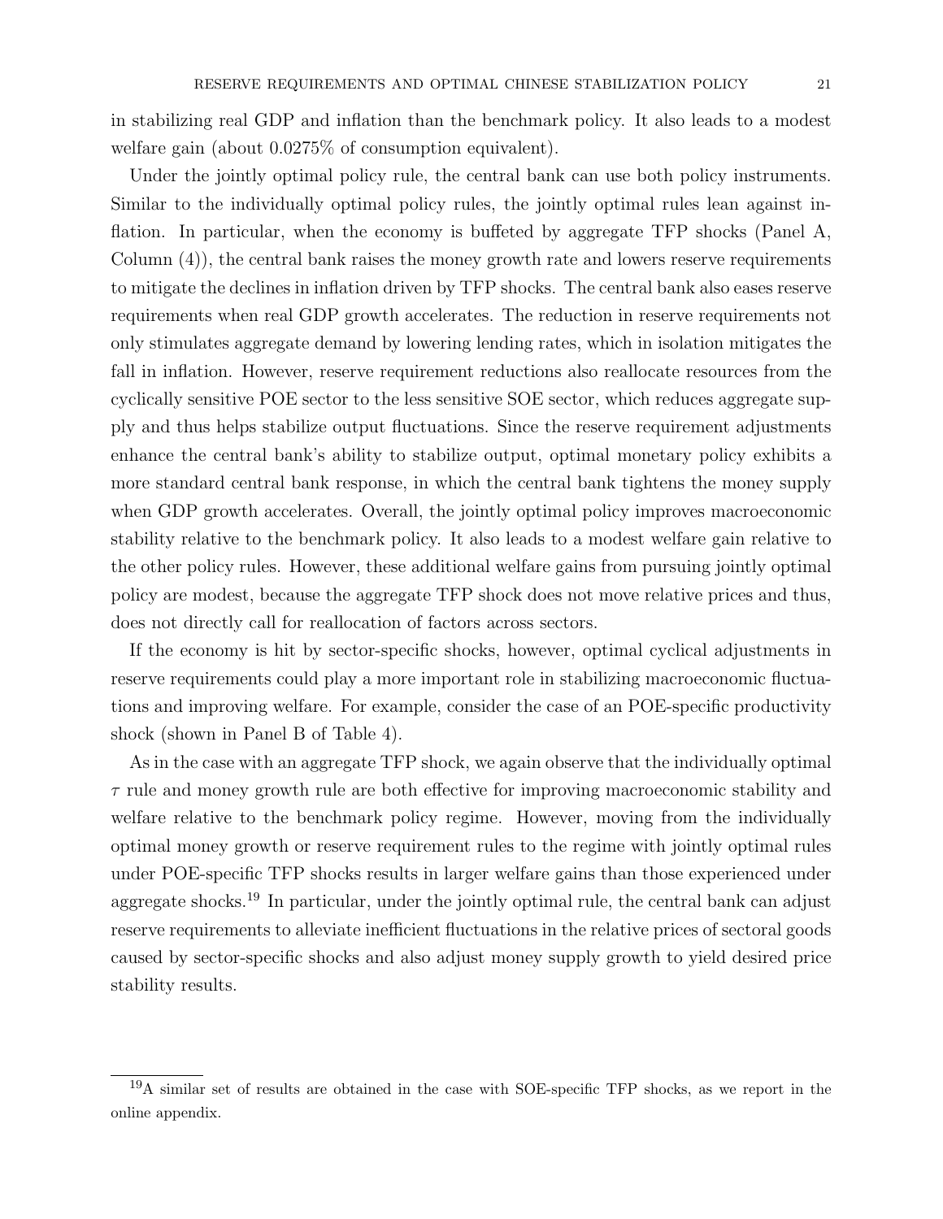in stabilizing real GDP and inflation than the benchmark policy. It also leads to a modest welfare gain (about 0.0275% of consumption equivalent).

Under the jointly optimal policy rule, the central bank can use both policy instruments. Similar to the individually optimal policy rules, the jointly optimal rules lean against inflation. In particular, when the economy is buffeted by aggregate TFP shocks (Panel A, Column (4)), the central bank raises the money growth rate and lowers reserve requirements to mitigate the declines in inflation driven by TFP shocks. The central bank also eases reserve requirements when real GDP growth accelerates. The reduction in reserve requirements not only stimulates aggregate demand by lowering lending rates, which in isolation mitigates the fall in inflation. However, reserve requirement reductions also reallocate resources from the cyclically sensitive POE sector to the less sensitive SOE sector, which reduces aggregate supply and thus helps stabilize output fluctuations. Since the reserve requirement adjustments enhance the central bank's ability to stabilize output, optimal monetary policy exhibits a more standard central bank response, in which the central bank tightens the money supply when GDP growth accelerates. Overall, the jointly optimal policy improves macroeconomic stability relative to the benchmark policy. It also leads to a modest welfare gain relative to the other policy rules. However, these additional welfare gains from pursuing jointly optimal policy are modest, because the aggregate TFP shock does not move relative prices and thus, does not directly call for reallocation of factors across sectors.

If the economy is hit by sector-specific shocks, however, optimal cyclical adjustments in reserve requirements could play a more important role in stabilizing macroeconomic fluctuations and improving welfare. For example, consider the case of an POE-specific productivity shock (shown in Panel B of Table 4).

As in the case with an aggregate TFP shock, we again observe that the individually optimal $\tau$ rule and money growth rule are both effective for improving macroeconomic stability and welfare relative to the benchmark policy regime. However, moving from the individually optimal money growth or reserve requirement rules to the regime with jointly optimal rules under POE-specific TFP shocks results in larger welfare gains than those experienced under aggregate shocks.[19] In particular, under the jointly optimal rule, the central bank can adjust reserve requirements to alleviate inefficient fluctuations in the relative prices of sectoral goods caused by sector-specific shocks and also adjust money supply growth to yield desired price stability results.

[19]A similar set of results are obtained in the case with SOE-specific TFP shocks, as we report in the online appendix.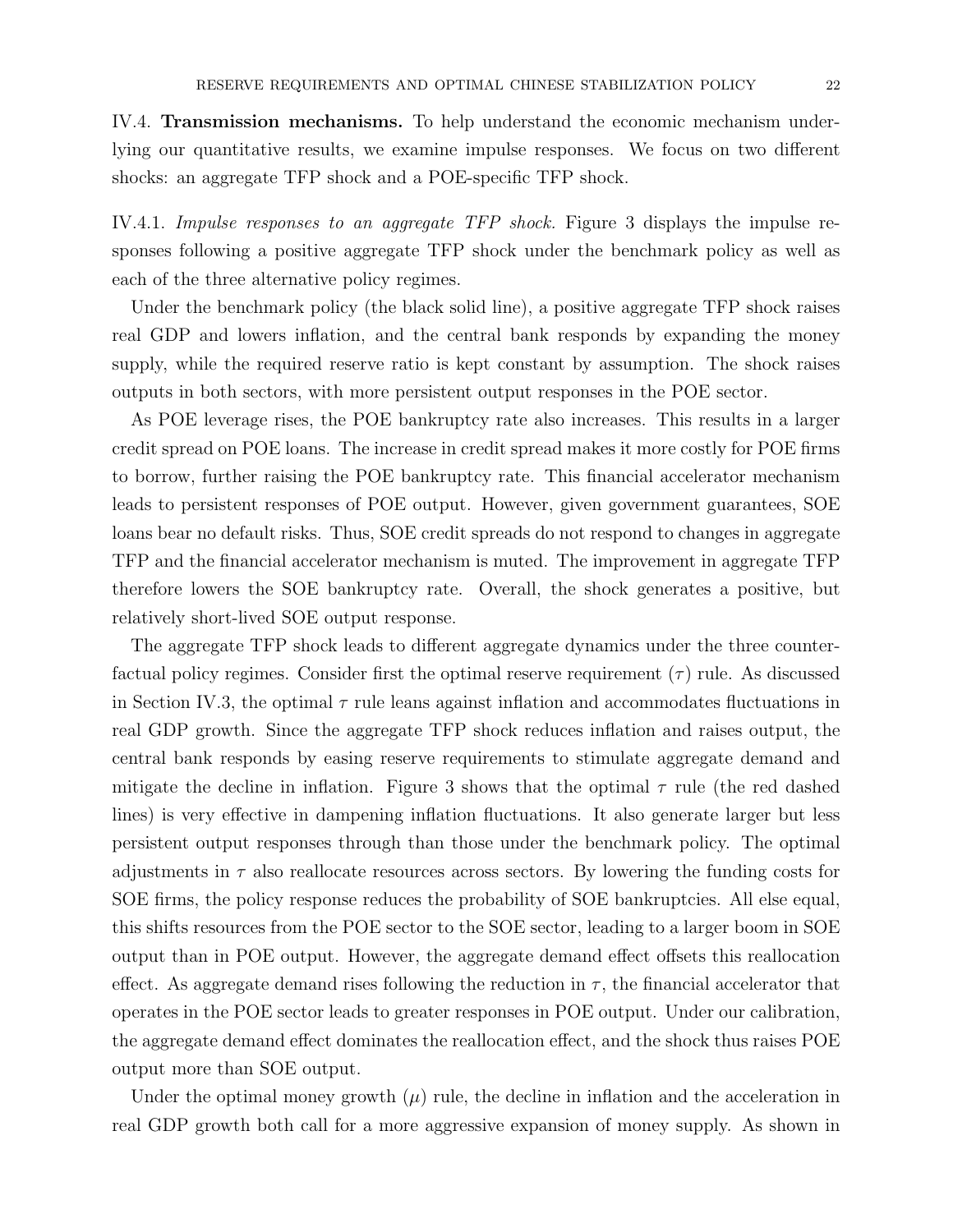IV.4. **Transmission mechanisms.** To help understand the economic mechanism underlying our quantitative results, we examine impulse responses. We focus on two different shocks: an aggregate TFP shock and a POE-specific TFP shock.

IV.4.1. *Impulse responses to an aggregate TFP shock.* Figure 3 displays the impulse responses following a positive aggregate TFP shock under the benchmark policy as well as each of the three alternative policy regimes.

Under the benchmark policy (the black solid line), a positive aggregate TFP shock raises real GDP and lowers inflation, and the central bank responds by expanding the money supply, while the required reserve ratio is kept constant by assumption. The shock raises outputs in both sectors, with more persistent output responses in the POE sector.

As POE leverage rises, the POE bankruptcy rate also increases. This results in a larger credit spread on POE loans. The increase in credit spread makes it more costly for POE firms to borrow, further raising the POE bankruptcy rate. This financial accelerator mechanism leads to persistent responses of POE output. However, given government guarantees, SOE loans bear no default risks. Thus, SOE credit spreads do not respond to changes in aggregate TFP and the financial accelerator mechanism is muted. The improvement in aggregate TFP therefore lowers the SOE bankruptcy rate. Overall, the shock generates a positive, but relatively short-lived SOE output response.

The aggregate TFP shock leads to different aggregate dynamics under the three counterfactual policy regimes. Consider first the optimal reserve requirement ($\tau$) rule. As discussed in Section IV.3, the optimal $\tau$ rule leans against inflation and accommodates fluctuations in real GDP growth. Since the aggregate TFP shock reduces inflation and raises output, the central bank responds by easing reserve requirements to stimulate aggregate demand and mitigate the decline in inflation. Figure 3 shows that the optimal $\tau$ rule (the red dashed lines) is very effective in dampening inflation fluctuations. It also generate larger but less persistent output responses through than those under the benchmark policy. The optimal adjustments in $\tau$ also reallocate resources across sectors. By lowering the funding costs for SOE firms, the policy response reduces the probability of SOE bankruptcies. All else equal, this shifts resources from the POE sector to the SOE sector, leading to a larger boom in SOE output than in POE output. However, the aggregate demand effect offsets this reallocation effect. As aggregate demand rises following the reduction in $\tau$, the financial accelerator that operates in the POE sector leads to greater responses in POE output. Under our calibration, the aggregate demand effect dominates the reallocation effect, and the shock thus raises POE output more than SOE output.

Under the optimal money growth ($\mu$) rule, the decline in inflation and the acceleration in real GDP growth both call for a more aggressive expansion of money supply. As shown in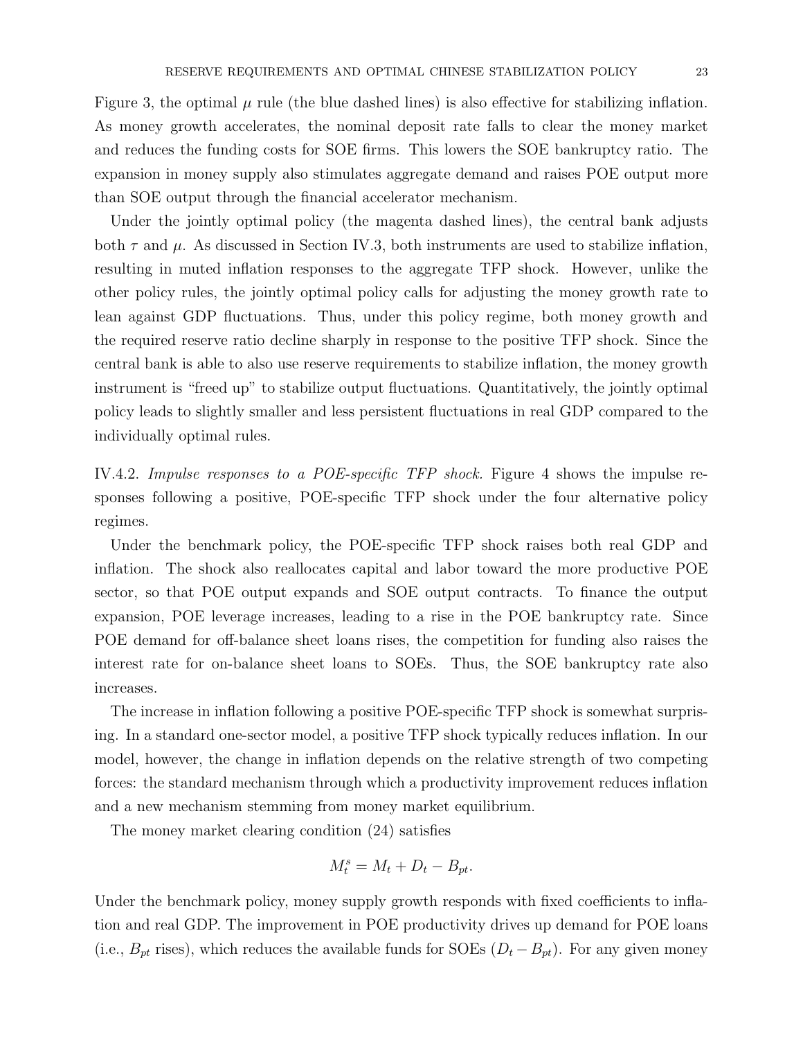Figure 3, the optimal $\mu$ rule (the blue dashed lines) is also effective for stabilizing inflation. As money growth accelerates, the nominal deposit rate falls to clear the money market and reduces the funding costs for SOE firms. This lowers the SOE bankruptcy ratio. The expansion in money supply also stimulates aggregate demand and raises POE output more than SOE output through the financial accelerator mechanism.

Under the jointly optimal policy (the magenta dashed lines), the central bank adjusts both $\tau$ and $\mu$. As discussed in Section IV.3, both instruments are used to stabilize inflation, resulting in muted inflation responses to the aggregate TFP shock. However, unlike the other policy rules, the jointly optimal policy calls for adjusting the money growth rate to lean against GDP fluctuations. Thus, under this policy regime, both money growth and the required reserve ratio decline sharply in response to the positive TFP shock. Since the central bank is able to also use reserve requirements to stabilize inflation, the money growth instrument is "freed up" to stabilize output fluctuations. Quantitatively, the jointly optimal policy leads to slightly smaller and less persistent fluctuations in real GDP compared to the individually optimal rules.

IV.4.2. *Impulse responses to a POE-specific TFP shock.* Figure 4 shows the impulse responses following a positive, POE-specific TFP shock under the four alternative policy regimes.

Under the benchmark policy, the POE-specific TFP shock raises both real GDP and inflation. The shock also reallocates capital and labor toward the more productive POE sector, so that POE output expands and SOE output contracts. To finance the output expansion, POE leverage increases, leading to a rise in the POE bankruptcy rate. Since POE demand for off-balance sheet loans rises, the competition for funding also raises the interest rate for on-balance sheet loans to SOEs. Thus, the SOE bankruptcy rate also increases.

The increase in inflation following a positive POE-specific TFP shock is somewhat surprising. In a standard one-sector model, a positive TFP shock typically reduces inflation. In our model, however, the change in inflation depends on the relative strength of two competing forces: the standard mechanism through which a productivity improvement reduces inflation and a new mechanism stemming from money market equilibrium.

The money market clearing condition (24) satisfies

$$M_t^s = M_t + D_t - B_{pt}.$$

Under the benchmark policy, money supply growth responds with fixed coefficients to inflation and real GDP. The improvement in POE productivity drives up demand for POE loans (i.e., $B_{pt}$ rises), which reduces the available funds for SOEs ($D_t - B_{pt}$). For any given money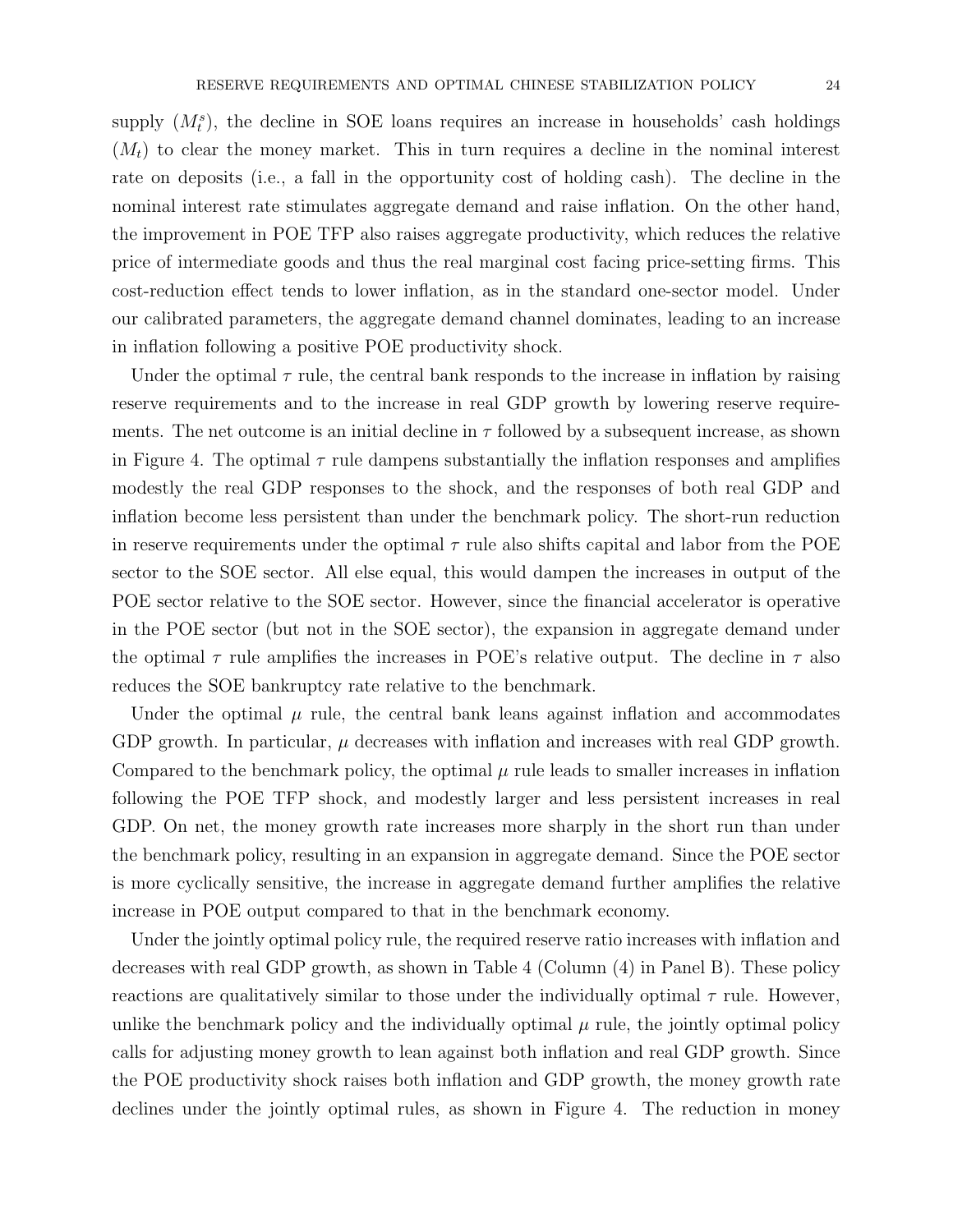supply ($M_t^s$), the decline in SOE loans requires an increase in households' cash holdings ($M_t$) to clear the money market. This in turn requires a decline in the nominal interest rate on deposits (i.e., a fall in the opportunity cost of holding cash). The decline in the nominal interest rate stimulates aggregate demand and raise inflation. On the other hand, the improvement in POE TFP also raises aggregate productivity, which reduces the relative price of intermediate goods and thus the real marginal cost facing price-setting firms. This cost-reduction effect tends to lower inflation, as in the standard one-sector model. Under our calibrated parameters, the aggregate demand channel dominates, leading to an increase in inflation following a positive POE productivity shock.

Under the optimal $\tau$ rule, the central bank responds to the increase in inflation by raising reserve requirements and to the increase in real GDP growth by lowering reserve requirements. The net outcome is an initial decline in $\tau$ followed by a subsequent increase, as shown in Figure 4. The optimal $\tau$ rule dampens substantially the inflation responses and amplifies modestly the real GDP responses to the shock, and the responses of both real GDP and inflation become less persistent than under the benchmark policy. The short-run reduction in reserve requirements under the optimal $\tau$ rule also shifts capital and labor from the POE sector to the SOE sector. All else equal, this would dampen the increases in output of the POE sector relative to the SOE sector. However, since the financial accelerator is operative in the POE sector (but not in the SOE sector), the expansion in aggregate demand under the optimal $\tau$ rule amplifies the increases in POE's relative output. The decline in $\tau$ also reduces the SOE bankruptcy rate relative to the benchmark.

Under the optimal $\mu$ rule, the central bank leans against inflation and accommodates GDP growth. In particular, $\mu$ decreases with inflation and increases with real GDP growth. Compared to the benchmark policy, the optimal $\mu$ rule leads to smaller increases in inflation following the POE TFP shock, and modestly larger and less persistent increases in real GDP. On net, the money growth rate increases more sharply in the short run than under the benchmark policy, resulting in an expansion in aggregate demand. Since the POE sector is more cyclically sensitive, the increase in aggregate demand further amplifies the relative increase in POE output compared to that in the benchmark economy.

Under the jointly optimal policy rule, the required reserve ratio increases with inflation and decreases with real GDP growth, as shown in Table 4 (Column (4) in Panel B). These policy reactions are qualitatively similar to those under the individually optimal $\tau$ rule. However, unlike the benchmark policy and the individually optimal $\mu$ rule, the jointly optimal policy calls for adjusting money growth to lean against both inflation and real GDP growth. Since the POE productivity shock raises both inflation and GDP growth, the money growth rate declines under the jointly optimal rules, as shown in Figure 4. The reduction in money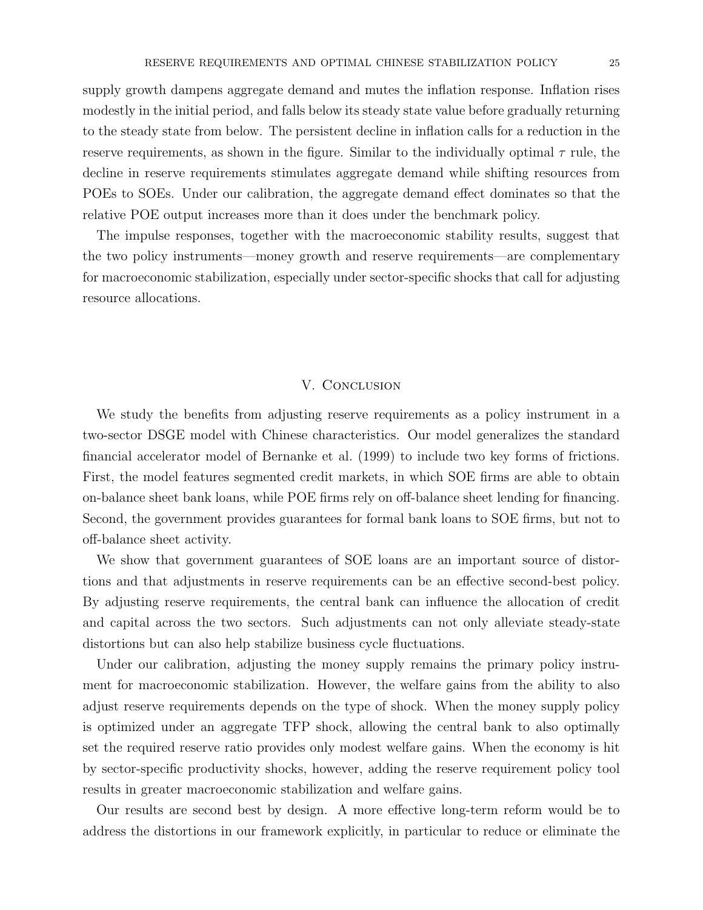supply growth dampens aggregate demand and mutes the inflation response. Inflation rises modestly in the initial period, and falls below its steady state value before gradually returning to the steady state from below. The persistent decline in inflation calls for a reduction in the reserve requirements, as shown in the figure. Similar to the individually optimal $\tau$ rule, the decline in reserve requirements stimulates aggregate demand while shifting resources from POEs to SOEs. Under our calibration, the aggregate demand effect dominates so that the relative POE output increases more than it does under the benchmark policy.

The impulse responses, together with the macroeconomic stability results, suggest that the two policy instruments—money growth and reserve requirements—are complementary for macroeconomic stabilization, especially under sector-specific shocks that call for adjusting resource allocations.

## V. Conclusion

We study the benefits from adjusting reserve requirements as a policy instrument in a two-sector DSGE model with Chinese characteristics. Our model generalizes the standard financial accelerator model of Bernanke et al. (1999) to include two key forms of frictions. First, the model features segmented credit markets, in which SOE firms are able to obtain on-balance sheet bank loans, while POE firms rely on off-balance sheet lending for financing. Second, the government provides guarantees for formal bank loans to SOE firms, but not to off-balance sheet activity.

We show that government guarantees of SOE loans are an important source of distortions and that adjustments in reserve requirements can be an effective second-best policy. By adjusting reserve requirements, the central bank can influence the allocation of credit and capital across the two sectors. Such adjustments can not only alleviate steady-state distortions but can also help stabilize business cycle fluctuations.

Under our calibration, adjusting the money supply remains the primary policy instrument for macroeconomic stabilization. However, the welfare gains from the ability to also adjust reserve requirements depends on the type of shock. When the money supply policy is optimized under an aggregate TFP shock, allowing the central bank to also optimally set the required reserve ratio provides only modest welfare gains. When the economy is hit by sector-specific productivity shocks, however, adding the reserve requirement policy tool results in greater macroeconomic stabilization and welfare gains.

Our results are second best by design. A more effective long-term reform would be to address the distortions in our framework explicitly, in particular to reduce or eliminate the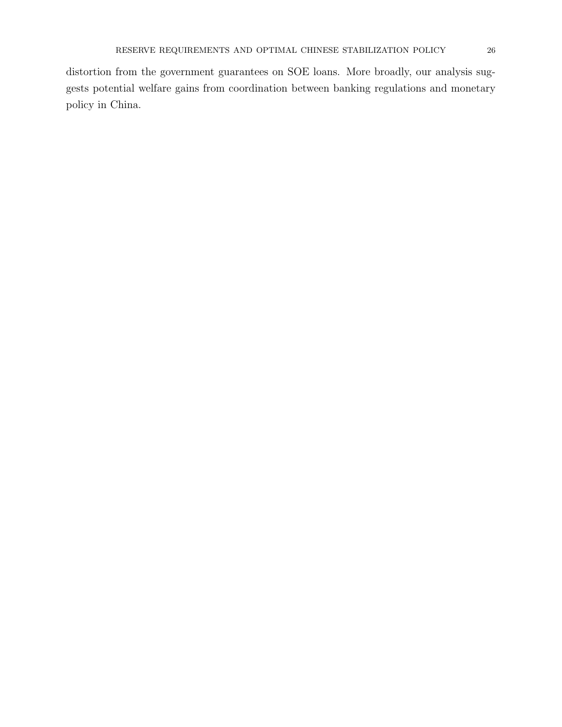distortion from the government guarantees on SOE loans. More broadly, our analysis suggests potential welfare gains from coordination between banking regulations and monetary policy in China.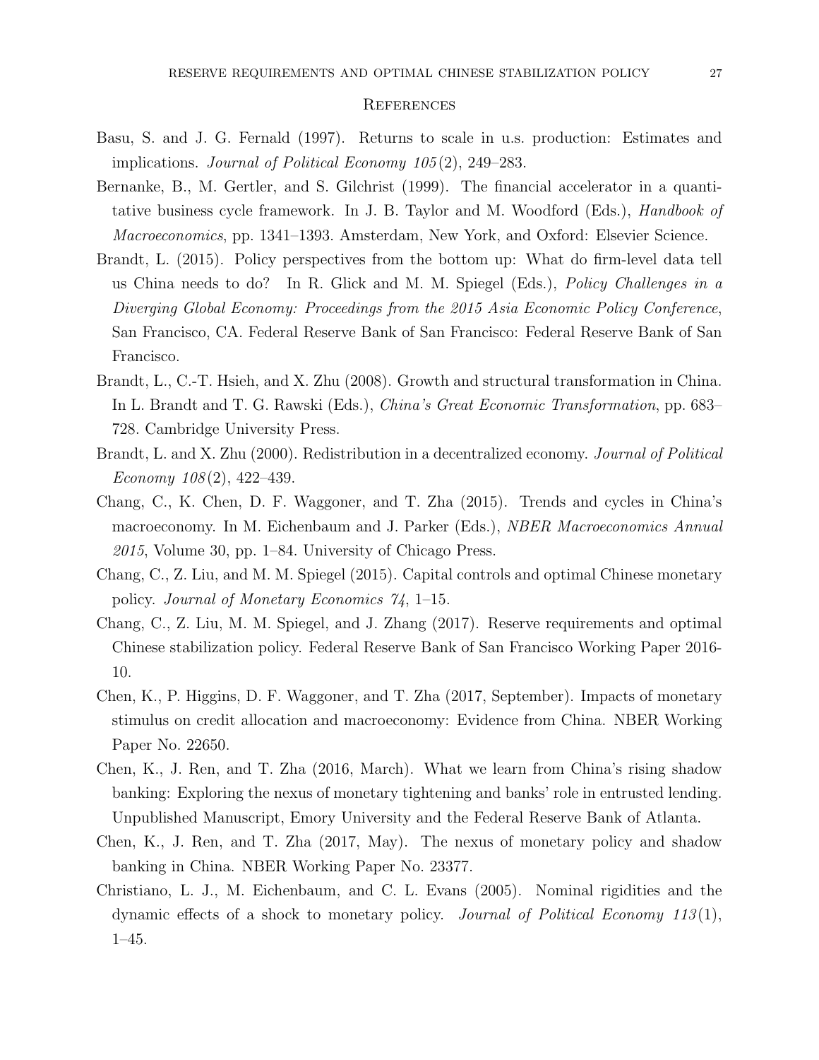## References

Basu, S. and J. G. Fernald (1997). Returns to scale in u.s. production: Estimates and implications. *Journal of Political Economy 105*(2), 249–283.

Bernanke, B., M. Gertler, and S. Gilchrist (1999). The financial accelerator in a quantitative business cycle framework. In J. B. Taylor and M. Woodford (Eds.), *Handbook of Macroeconomics*, pp. 1341–1393. Amsterdam, New York, and Oxford: Elsevier Science.

Brandt, L. (2015). Policy perspectives from the bottom up: What do firm-level data tell us China needs to do? In R. Glick and M. M. Spiegel (Eds.), *Policy Challenges in a Diverging Global Economy: Proceedings from the 2015 Asia Economic Policy Conference*, San Francisco, CA. Federal Reserve Bank of San Francisco: Federal Reserve Bank of San Francisco.

Brandt, L., C.-T. Hsieh, and X. Zhu (2008). Growth and structural transformation in China. In L. Brandt and T. G. Rawski (Eds.), *China's Great Economic Transformation*, pp. 683–728. Cambridge University Press.

Brandt, L. and X. Zhu (2000). Redistribution in a decentralized economy. *Journal of Political Economy 108*(2), 422–439.

Chang, C., K. Chen, D. F. Waggoner, and T. Zha (2015). Trends and cycles in China's macroeconomy. In M. Eichenbaum and J. Parker (Eds.), *NBER Macroeconomics Annual 2015*, Volume 30, pp. 1–84. University of Chicago Press.

Chang, C., Z. Liu, and M. M. Spiegel (2015). Capital controls and optimal Chinese monetary policy. *Journal of Monetary Economics 74*, 1–15.

Chang, C., Z. Liu, M. M. Spiegel, and J. Zhang (2017). Reserve requirements and optimal Chinese stabilization policy. Federal Reserve Bank of San Francisco Working Paper 2016-10.

Chen, K., P. Higgins, D. F. Waggoner, and T. Zha (2017, September). Impacts of monetary stimulus on credit allocation and macroeconomy: Evidence from China. NBER Working Paper No. 22650.

Chen, K., J. Ren, and T. Zha (2016, March). What we learn from China's rising shadow banking: Exploring the nexus of monetary tightening and banks' role in entrusted lending. Unpublished Manuscript, Emory University and the Federal Reserve Bank of Atlanta.

Chen, K., J. Ren, and T. Zha (2017, May). The nexus of monetary policy and shadow banking in China. NBER Working Paper No. 23377.

Christiano, L. J., M. Eichenbaum, and C. L. Evans (2005). Nominal rigidities and the dynamic effects of a shock to monetary policy. *Journal of Political Economy 113*(1), 1–45.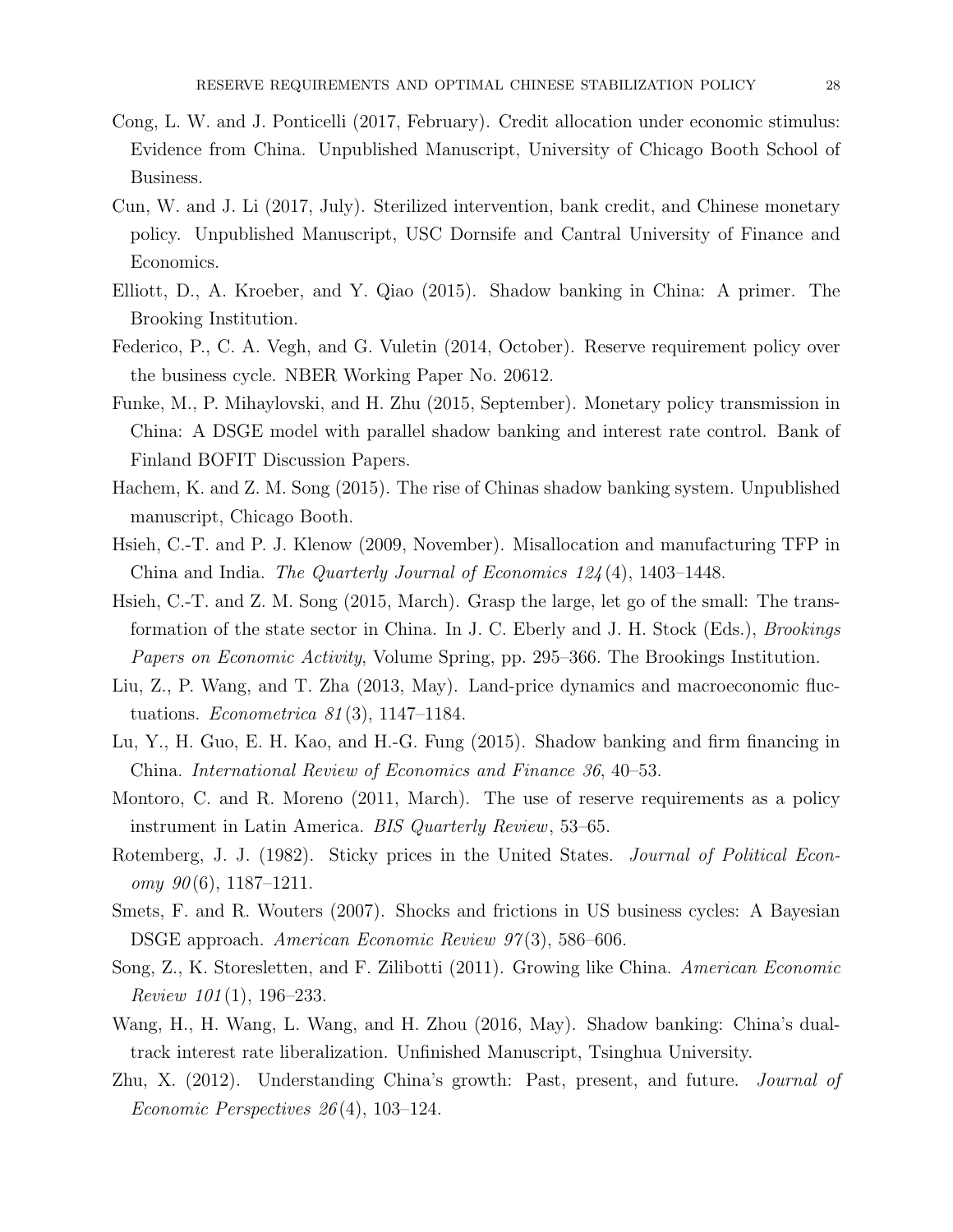Cong, L. W. and J. Ponticelli (2017, February). Credit allocation under economic stimulus: Evidence from China. Unpublished Manuscript, University of Chicago Booth School of Business.

Cun, W. and J. Li (2017, July). Sterilized intervention, bank credit, and Chinese monetary policy. Unpublished Manuscript, USC Dornsife and Cantral University of Finance and Economics.

Elliott, D., A. Kroeber, and Y. Qiao (2015). Shadow banking in China: A primer. The Brooking Institution.

Federico, P., C. A. Vegh, and G. Vuletin (2014, October). Reserve requirement policy over the business cycle. NBER Working Paper No. 20612.

Funke, M., P. Mihaylovski, and H. Zhu (2015, September). Monetary policy transmission in China: A DSGE model with parallel shadow banking and interest rate control. Bank of Finland BOFIT Discussion Papers.

Hachem, K. and Z. M. Song (2015). The rise of Chinas shadow banking system. Unpublished manuscript, Chicago Booth.

Hsieh, C.-T. and P. J. Klenow (2009, November). Misallocation and manufacturing TFP in China and India. *The Quarterly Journal of Economics 124*(4), 1403–1448.

Hsieh, C.-T. and Z. M. Song (2015, March). Grasp the large, let go of the small: The transformation of the state sector in China. In J. C. Eberly and J. H. Stock (Eds.), *Brookings Papers on Economic Activity*, Volume Spring, pp. 295–366. The Brookings Institution.

Liu, Z., P. Wang, and T. Zha (2013, May). Land-price dynamics and macroeconomic fluctuations. *Econometrica 81*(3), 1147–1184.

Lu, Y., H. Guo, E. H. Kao, and H.-G. Fung (2015). Shadow banking and firm financing in China. *International Review of Economics and Finance 36*, 40–53.

Montoro, C. and R. Moreno (2011, March). The use of reserve requirements as a policy instrument in Latin America. *BIS Quarterly Review*, 53–65.

Rotemberg, J. J. (1982). Sticky prices in the United States. *Journal of Political Economy 90*(6), 1187–1211.

Smets, F. and R. Wouters (2007). Shocks and frictions in US business cycles: A Bayesian DSGE approach. *American Economic Review 97*(3), 586–606.

Song, Z., K. Storesletten, and F. Zilibotti (2011). Growing like China. *American Economic Review 101*(1), 196–233.

Wang, H., H. Wang, L. Wang, and H. Zhou (2016, May). Shadow banking: China's dual-track interest rate liberalization. Unfinished Manuscript, Tsinghua University.

Zhu, X. (2012). Understanding China's growth: Past, present, and future. *Journal of Economic Perspectives 26*(4), 103–124.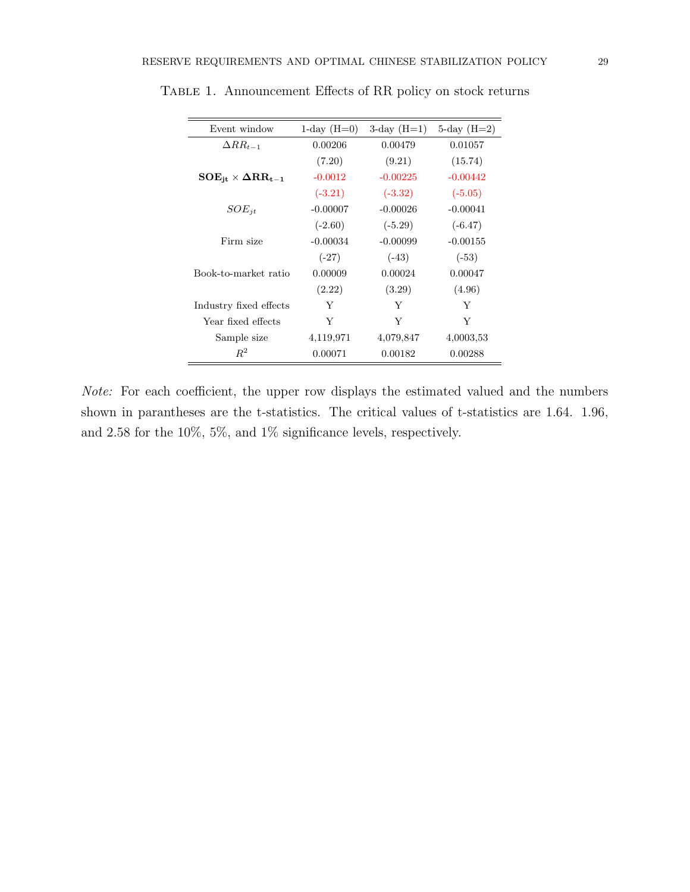Table 1. Announcement Effects of RR policy on stock returns

| Event window | 1-day (H=0) | 3-day (H=1) | 5-day (H=2) |
|---|---|---|---|
| $\Delta RR_{t-1}$ | 0.00206 | 0.00479 | 0.01057 |
| | (7.20) | (9.21) | (15.74) |
| $\mathbf{SOE_{jt} \times \Delta RR_{t-1}}$ | -0.0012 | -0.00225 | -0.00442 |
| | (-3.21) | (-3.32) | (-5.05) |
| $SOE_{jt}$ | -0.00007 | -0.00026 | -0.00041 |
| | (-2.60) | (-5.29) | (-6.47) |
| Firm size | -0.00034 | -0.00099 | -0.00155 |
| | (-27) | (-43) | (-53) |
| Book-to-market ratio | 0.00009 | 0.00024 | 0.00047 |
| | (2.22) | (3.29) | (4.96) |
| Industry fixed effects | Y | Y | Y |
| Year fixed effects | Y | Y | Y |
| Sample size | 4,119,971 | 4,079,847 | 4,0003,53 |
| $R^2$ | 0.00071 | 0.00182 | 0.00288 |

*Note:* For each coefficient, the upper row displays the estimated valued and the numbers shown in parantheses are the t-statistics. The critical values of t-statistics are 1.64. 1.96, and 2.58 for the 10%, 5%, and 1% significance levels, respectively.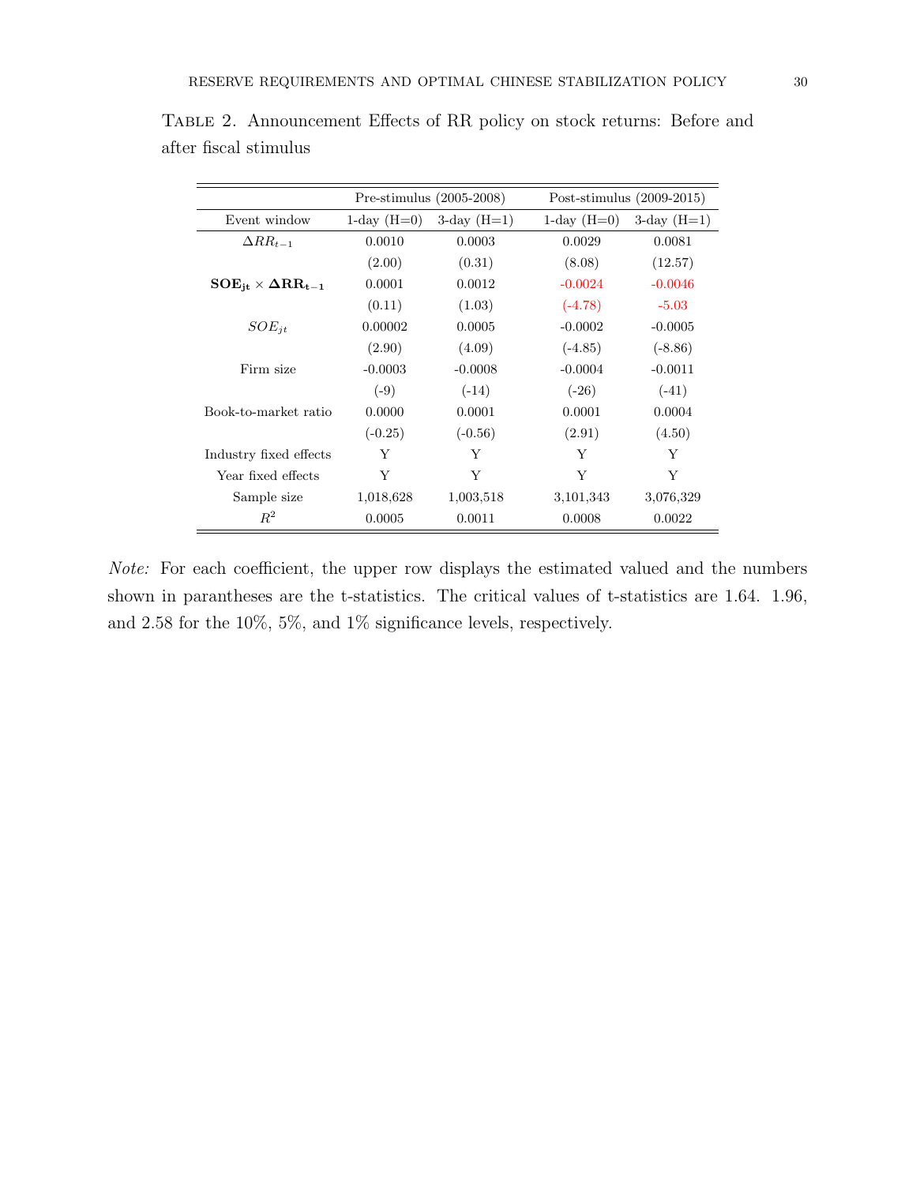Table 2. Announcement Effects of RR policy on stock returns: Before and after fiscal stimulus

| | Pre-stimulus (2005-2008) | | Post-stimulus (2009-2015) | |
|---|---|---|---|---|
| Event window | 1-day (H=0) | 3-day (H=1) | 1-day (H=0) | 3-day (H=1) |
| $\Delta RR_{t-1}$ | 0.0010 | 0.0003 | 0.0029 | 0.0081 |
| | (2.00) | (0.31) | (8.08) | (12.57) |
| $\mathbf{SOE_{jt} \times \Delta RR_{t-1}}$ | 0.0001 | 0.0012 | -0.0024 | -0.0046 |
| | (0.11) | (1.03) | (-4.78) | -5.03 |
| $SOE_{jt}$ | 0.00002 | 0.0005 | -0.0002 | -0.0005 |
| | (2.90) | (4.09) | (-4.85) | (-8.86) |
| Firm size | -0.0003 | -0.0008 | -0.0004 | -0.0011 |
| | (-9) | (-14) | (-26) | (-41) |
| Book-to-market ratio | 0.0000 | 0.0001 | 0.0001 | 0.0004 |
| | (-0.25) | (-0.56) | (2.91) | (4.50) |
| Industry fixed effects | Y | Y | Y | Y |
| Year fixed effects | Y | Y | Y | Y |
| Sample size | 1,018,628 | 1,003,518 | 3,101,343 | 3,076,329 |
| $R^2$ | 0.0005 | 0.0011 | 0.0008 | 0.0022 |

*Note:* For each coefficient, the upper row displays the estimated valued and the numbers shown in parantheses are the t-statistics. The critical values of t-statistics are 1.64. 1.96, and 2.58 for the 10%, 5%, and 1% significance levels, respectively.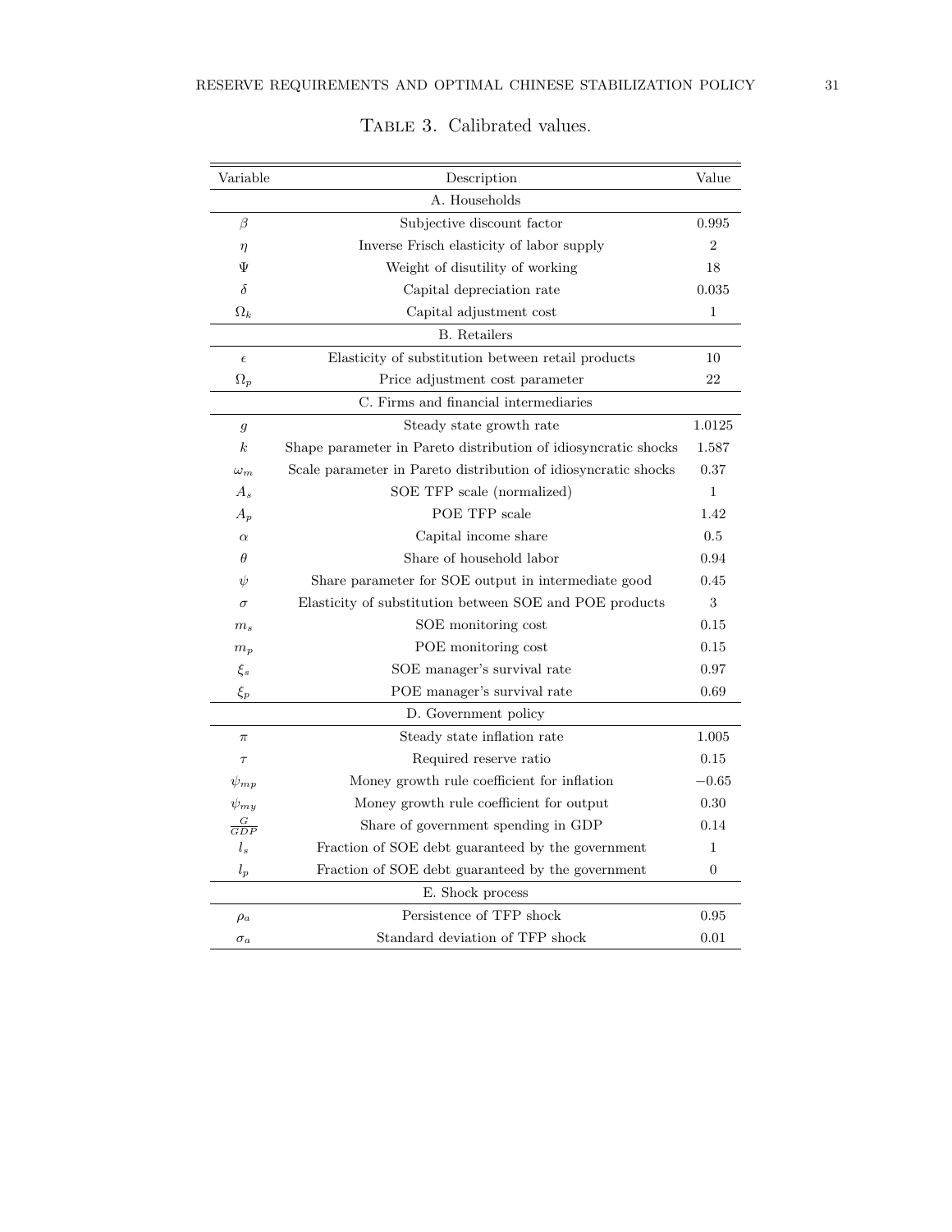Table 3. Calibrated values.

| Variable | Description | Value |
|---|---|---|
| | A. Households | |
| $\beta$ | Subjective discount factor | 0.995 |
| $\eta$ | Inverse Frisch elasticity of labor supply | 2 |
| $\Psi$ | Weight of disutility of working | 18 |
| $\delta$ | Capital depreciation rate | 0.035 |
| $\Omega_k$ | Capital adjustment cost | 1 |
| | B. Retailers | |
| $\epsilon$ | Elasticity of substitution between retail products | 10 |
| $\Omega_p$ | Price adjustment cost parameter | 22 |
| | C. Firms and financial intermediaries | |
| $g$ | Steady state growth rate | 1.0125 |
| $k$ | Shape parameter in Pareto distribution of idiosyncratic shocks | 1.587 |
| $\omega_m$ | Scale parameter in Pareto distribution of idiosyncratic shocks | 0.37 |
| $A_s$ | SOE TFP scale (normalized) | 1 |
| $A_p$ | POE TFP scale | 1.42 |
| $\alpha$ | Capital income share | 0.5 |
| $\theta$ | Share of household labor | 0.94 |
| $\psi$ | Share parameter for SOE output in intermediate good | 0.45 |
| $\sigma$ | Elasticity of substitution between SOE and POE products | 3 |
| $m_s$ | SOE monitoring cost | 0.15 |
| $m_p$ | POE monitoring cost | 0.15 |
| $\xi_s$ | SOE manager's survival rate | 0.97 |
| $\xi_p$ | POE manager's survival rate | 0.69 |
| | D. Government policy | |
| $\pi$ | Steady state inflation rate | 1.005 |
| $\tau$ | Required reserve ratio | 0.15 |
| $\psi_{mp}$ | Money growth rule coefficient for inflation | $-0.65$ |
| $\psi_{my}$ | Money growth rule coefficient for output | 0.30 |
| $\frac{G}{GDP}$ | Share of government spending in GDP | 0.14 |
| $l_s$ | Fraction of SOE debt guaranteed by the government | 1 |
| $l_p$ | Fraction of SOE debt guaranteed by the government | 0 |
| | E. Shock process | |
| $\rho_a$ | Persistence of TFP shock | 0.95 |
| $\sigma_a$ | Standard deviation of TFP shock | 0.01 |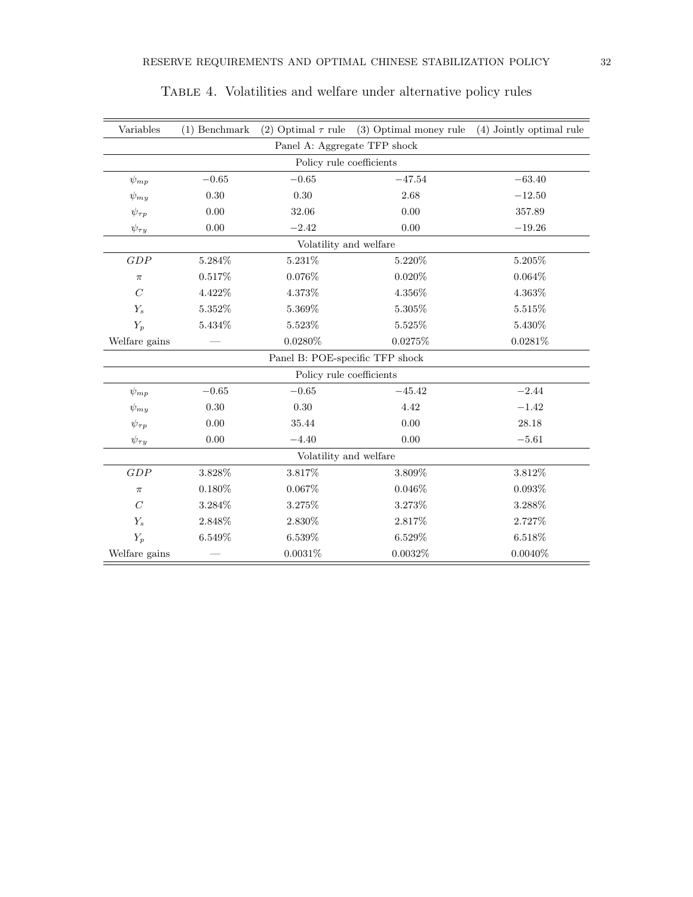Table 4. Volatilities and welfare under alternative policy rules

| Variables | (1) Benchmark | (2) Optimal $\tau$ rule | (3) Optimal money rule | (4) Jointly optimal rule |
|---|---|---|---|---|
| Panel A: Aggregate TFP shock | | | | |
| Policy rule coefficients | | | | |
| $\psi_{mp}$ | $-0.65$ | $-0.65$ | $-47.54$ | $-63.40$ |
| $\psi_{my}$ | 0.30 | 0.30 | 2.68 | $-12.50$ |
| $\psi_{\tau p}$ | 0.00 | 32.06 | 0.00 | 357.89 |
| $\psi_{\tau y}$ | 0.00 | $-2.42$ | 0.00 | $-19.26$ |
| Volatility and welfare | | | | |
| $GDP$ | 5.284% | 5.231% | 5.220% | 5.205% |
| $\pi$ | 0.517% | 0.076% | 0.020% | 0.064% |
| $C$ | 4.422% | 4.373% | 4.356% | 4.363% |
| $Y_s$ | 5.352% | 5.369% | 5.305% | 5.515% |
| $Y_p$ | 5.434% | 5.523% | 5.525% | 5.430% |
| Welfare gains | — | 0.0280% | 0.0275% | 0.0281% |
| Panel B: POE-specific TFP shock | | | | |
| Policy rule coefficients | | | | |
| $\psi_{mp}$ | $-0.65$ | $-0.65$ | $-45.42$ | $-2.44$ |
| $\psi_{my}$ | 0.30 | 0.30 | 4.42 | $-1.42$ |
| $\psi_{\tau p}$ | 0.00 | 35.44 | 0.00 | 28.18 |
| $\psi_{\tau y}$ | 0.00 | $-4.40$ | 0.00 | $-5.61$ |
| Volatility and welfare | | | | |
| $GDP$ | 3.828% | 3.817% | 3.809% | 3.812% |
| $\pi$ | 0.180% | 0.067% | 0.046% | 0.093% |
| $C$ | 3.284% | 3.275% | 3.273% | 3.288% |
| $Y_s$ | 2.848% | 2.830% | 2.817% | 2.727% |
| $Y_p$ | 6.549% | 6.539% | 6.529% | 6.518% |
| Welfare gains | — | 0.0031% | 0.0032% | 0.0040% |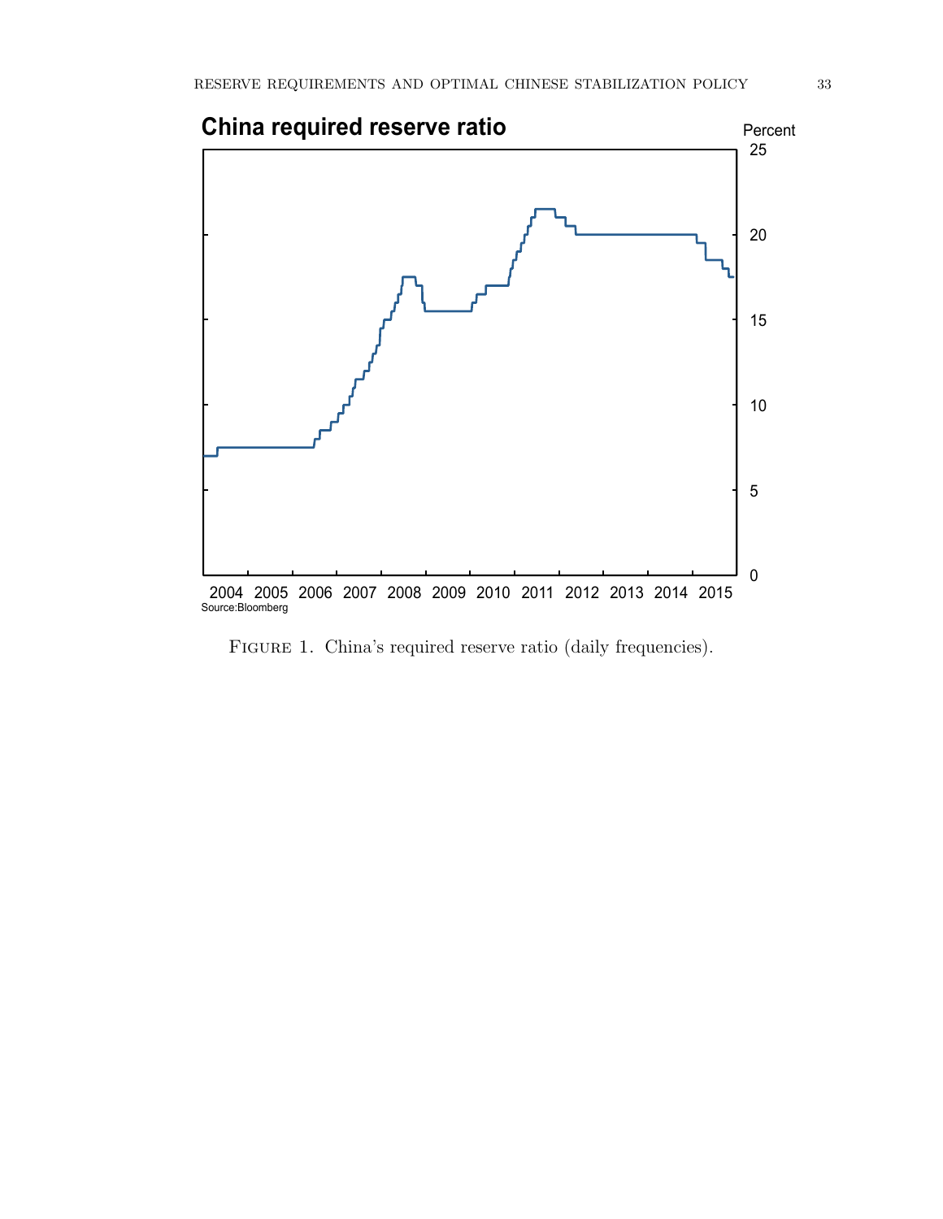Figure 1. China's required reserve ratio (daily frequencies).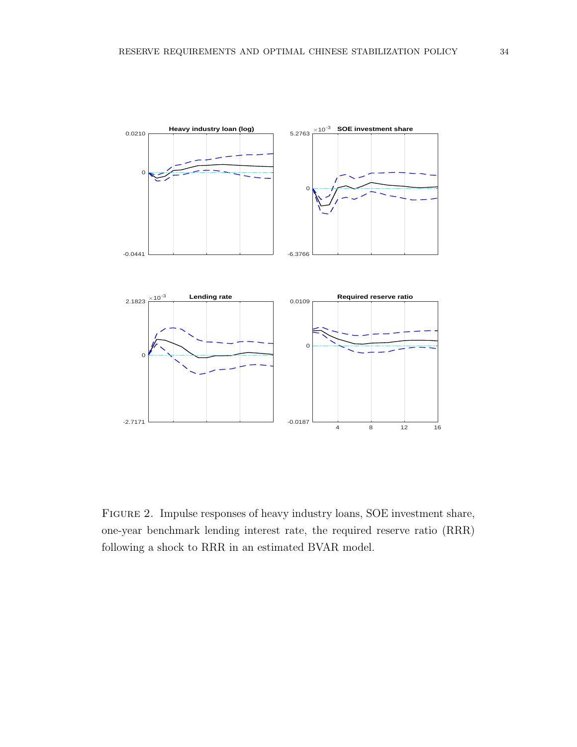FIGURE 2. Impulse responses of heavy industry loans, SOE investment share, one-year benchmark lending interest rate, the required reserve ratio (RRR) following a shock to RRR in an estimated BVAR model.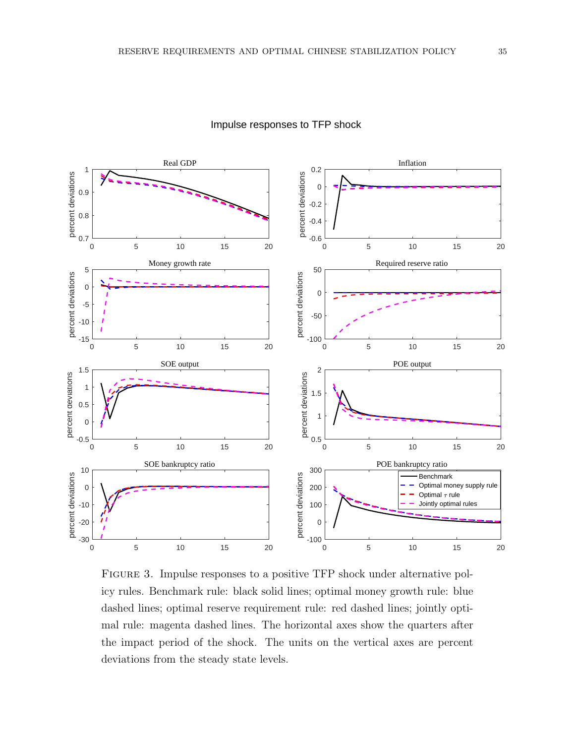FIGURE 3. Impulse responses to a positive TFP shock under alternative policy rules. Benchmark rule: black solid lines; optimal money growth rule: blue dashed lines; optimal reserve requirement rule: red dashed lines; jointly optimal rule: magenta dashed lines. The horizontal axes show the quarters after the impact period of the shock. The units on the vertical axes are percent deviations from the steady state levels.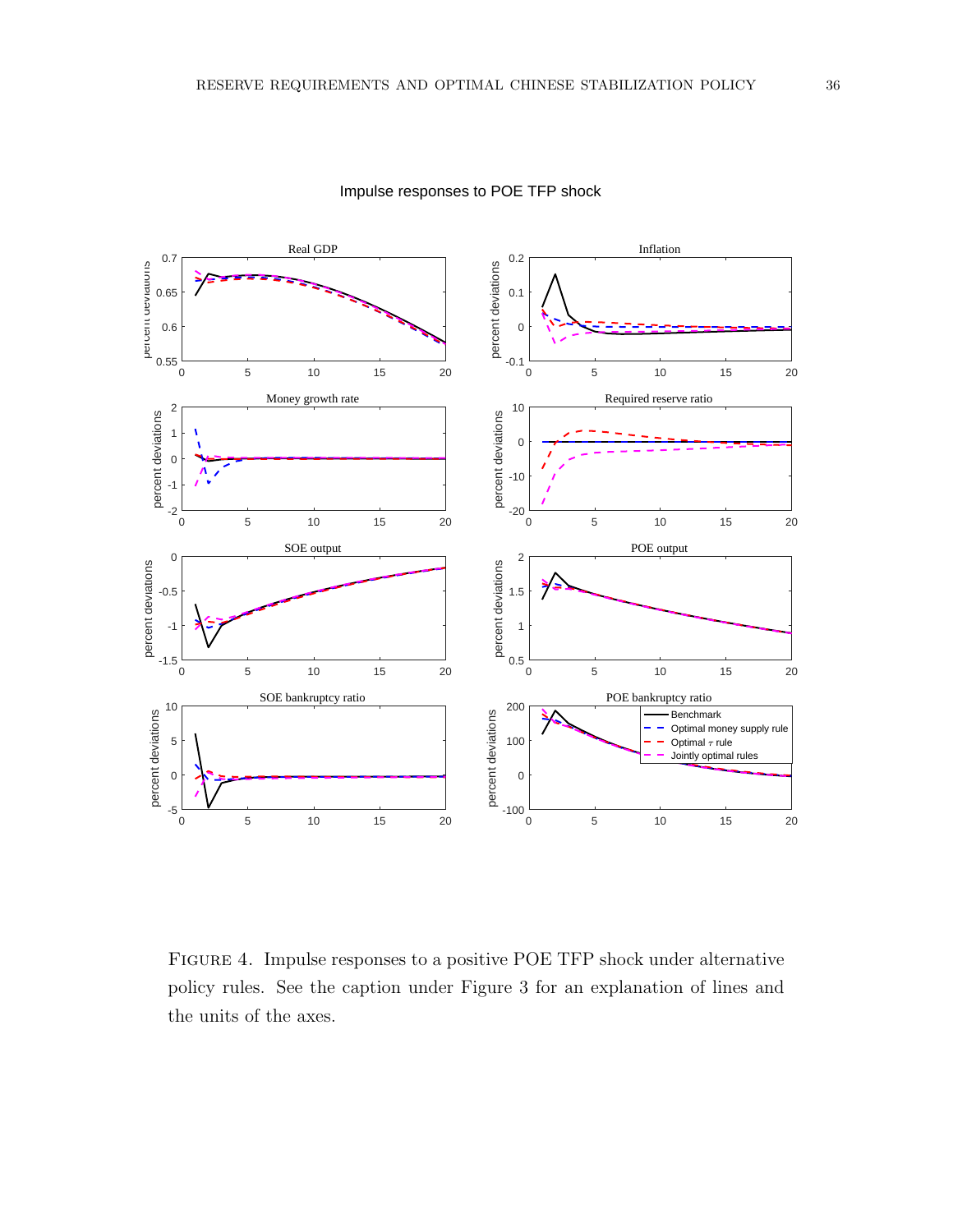Impulse responses to POE TFP shock

Real GDP

percent deviations

0.7
0.65
0.6
0.55
0 5 10 15 20

Inflation

percent deviations

0.2
0.1
0
-0.1
0 5 10 15 20

Money growth rate

percent deviations

2
1
0
-1
-2
0 5 10 15 20

Required reserve ratio

percent deviations

10
0
-10
-20
0 5 10 15 20

SOE output

percent deviations

0
-0.5
-1
-1.5
0 5 10 15 20

POE output

percent deviations

2
1.5
1
0.5
0 5 10 15 20

SOE bankruptcy ratio

percent deviations

10
5
0
-5
0 5 10 15 20

POE bankruptcy ratio

percent deviations

200
100
0
-100
0 5 10 15 20

Benchmark
Optimal money supply rule
Optimal $\tau$ rule
Jointly optimal rules

Figure 4. Impulse responses to a positive POE TFP shock under alternative policy rules. See the caption under Figure 3 for an explanation of lines and the units of the axes.